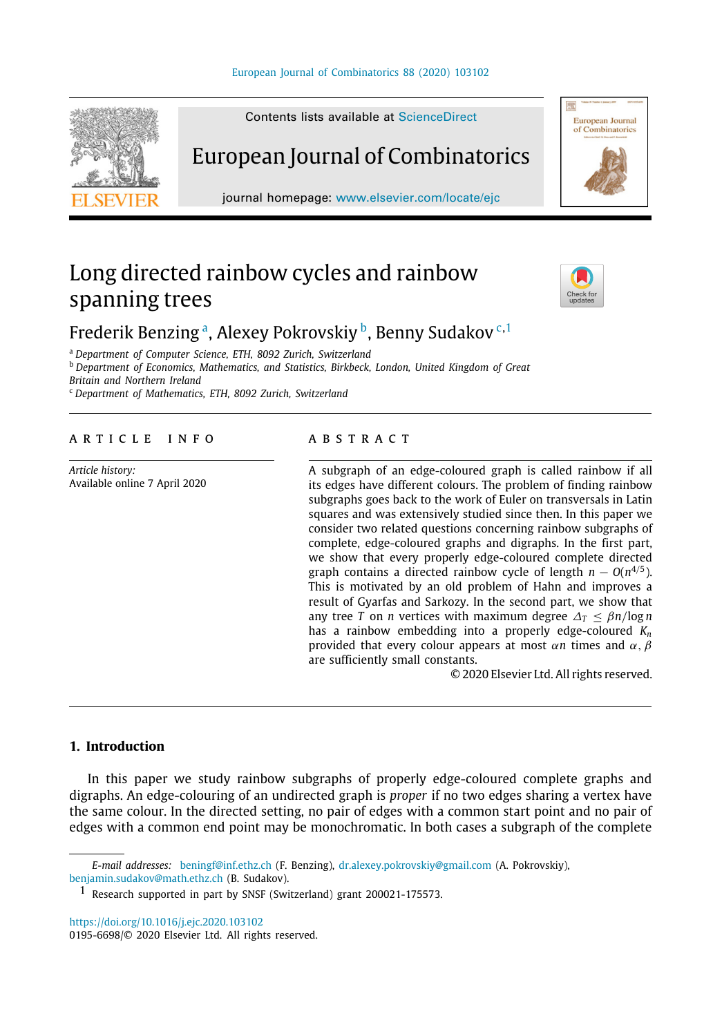# Long directed rainbow cycles and rainbow spanning trees

Frederik Benzing [a], Alexey Pokrovskiy [b], Benny Sudakov [c,1]

[a] *Department of Computer Science, ETH, 8092 Zurich, Switzerland*
[b] *Department of Economics, Mathematics, and Statistics, Birkbeck, London, United Kingdom of Great Britain and Northern Ireland*
[c] *Department of Mathematics, ETH, 8092 Zurich, Switzerland*

ARTICLE INFO

*Article history:*
Available online 7 April 2020

ABSTRACT

A subgraph of an edge-coloured graph is called rainbow if all its edges have different colours. The problem of finding rainbow subgraphs goes back to the work of Euler on transversals in Latin squares and was extensively studied since then. In this paper we consider two related questions concerning rainbow subgraphs of complete, edge-coloured graphs and digraphs. In the first part, we show that every properly edge-coloured complete directed graph contains a directed rainbow cycle of length $n - O(n^{4/5})$. This is motivated by an old problem of Hahn and improves a result of Gyarfas and Sarkozy. In the second part, we show that any tree $T$ on $n$ vertices with maximum degree $\Delta_T \leq \beta n/\log n$ has a rainbow embedding into a properly edge-coloured $K_n$ provided that every colour appears at most $\alpha n$ times and $\alpha, \beta$ are sufficiently small constants.

© 2020 Elsevier Ltd. All rights reserved.

## 1. Introduction

In this paper we study rainbow subgraphs of properly edge-coloured complete graphs and digraphs. An edge-colouring of an undirected graph is *proper* if no two edges sharing a vertex have the same colour. In the directed setting, no pair of edges with a common start point and no pair of edges with a common end point may be monochromatic. In both cases a subgraph of the complete

*E-mail addresses:* beningf@inf.ethz.ch (F. Benzing), dr.alexey.pokrovskiy@gmail.com (A. Pokrovskiy), benjamin.sudakov@math.ethz.ch (B. Sudakov).

[1] Research supported in part by SNSF (Switzerland) grant 200021-175573.

https://doi.org/10.1016/j.ejc.2020.103102
0195-6698/© 2020 Elsevier Ltd. All rights reserved.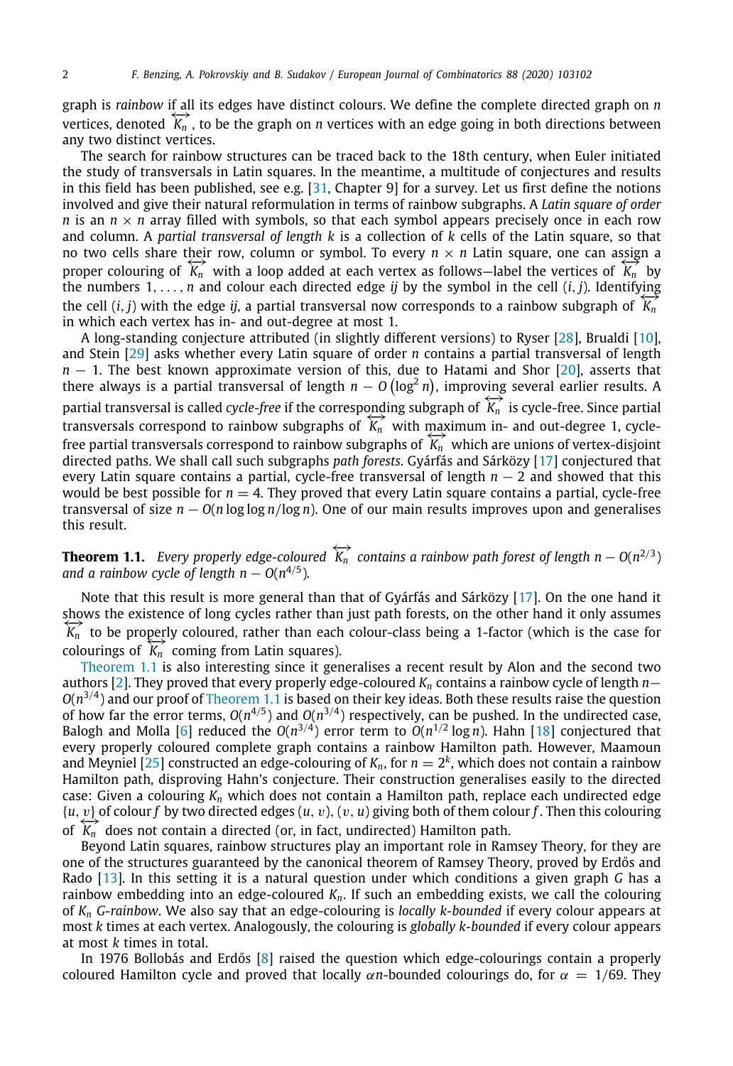graph is *rainbow* if all its edges have distinct colours. We define the complete directed graph on $n$ vertices, denoted $\overleftrightarrow{K_n}$, to be the graph on $n$ vertices with an edge going in both directions between any two distinct vertices.

The search for rainbow structures can be traced back to the 18th century, when Euler initiated the study of transversals in Latin squares. In the meantime, a multitude of conjectures and results in this field has been published, see e.g. [31, Chapter 9] for a survey. Let us first define the notions involved and give their natural reformulation in terms of rainbow subgraphs. A *Latin square of order* $n$ is an $n \times n$ array filled with symbols, so that each symbol appears precisely once in each row and column. A *partial transversal of length* $k$ is a collection of $k$ cells of the Latin square, so that no two cells share their row, column or symbol. To every $n \times n$ Latin square, one can assign a proper colouring of $\overleftrightarrow{K_n}$ with a loop added at each vertex as follows—label the vertices of $\overleftrightarrow{K_n}$ by the numbers $1, \ldots, n$ and colour each directed edge $ij$ by the symbol in the cell $(i, j)$. Identifying the cell $(i, j)$ with the edge $ij$, a partial transversal now corresponds to a rainbow subgraph of $\overleftrightarrow{K_n}$ in which each vertex has in- and out-degree at most 1.

A long-standing conjecture attributed (in slightly different versions) to Ryser [28], Brualdi [10], and Stein [29] asks whether every Latin square of order $n$ contains a partial transversal of length $n - 1$. The best known approximate version of this, due to Hatami and Shor [20], asserts that there always is a partial transversal of length $n - O\left(\log^2 n\right)$, improving several earlier results. A partial transversal is called *cycle-free* if the corresponding subgraph of $\overleftrightarrow{K_n}$ is cycle-free. Since partial transversals correspond to rainbow subgraphs of $\overleftrightarrow{K_n}$ with maximum in- and out-degree 1, cycle-free partial transversals correspond to rainbow subgraphs of $\overleftrightarrow{K_n}$ which are unions of vertex-disjoint directed paths. We shall call such subgraphs *path forests*. Gyárfás and Sárközy [17] conjectured that every Latin square contains a partial, cycle-free transversal of length $n - 2$ and showed that this would be best possible for $n = 4$. They proved that every Latin square contains a partial, cycle-free transversal of size $n - O(n \log\log n/\log n)$. One of our main results improves upon and generalises this result.

**Theorem 1.1.** *Every properly edge-coloured* $\overleftrightarrow{K_n}$ *contains a rainbow path forest of length* $n - O(n^{2/3})$ *and a rainbow cycle of length* $n - O(n^{4/5})$.

Note that this result is more general than that of Gyárfás and Sárközy [17]. On the one hand it shows the existence of long cycles rather than just path forests, on the other hand it only assumes $\overleftrightarrow{K_n}$ to be properly coloured, rather than each colour-class being a 1-factor (which is the case for colourings of $\overleftrightarrow{K_n}$ coming from Latin squares).

Theorem 1.1 is also interesting since it generalises a recent result by Alon and the second two authors [2]. They proved that every properly edge-coloured $K_n$ contains a rainbow cycle of length $n - O(n^{3/4})$ and our proof of Theorem 1.1 is based on their key ideas. Both these results raise the question of how far the error terms, $O(n^{4/5})$ and $O(n^{3/4})$ respectively, can be pushed. In the undirected case, Balogh and Molla [6] reduced the $O(n^{3/4})$ error term to $O(n^{1/2} \log n)$. Hahn [18] conjectured that every properly coloured complete graph contains a rainbow Hamilton path. However, Maamoun and Meyniel [25] constructed an edge-colouring of $K_n$, for $n = 2^k$, which does not contain a rainbow Hamilton path, disproving Hahn's conjecture. Their construction generalises easily to the directed case: Given a colouring $K_n$ which does not contain a Hamilton path, replace each undirected edge $\{u, v\}$ of colour $f$ by two directed edges $(u, v), (v, u)$ giving both of them colour $f$. Then this colouring of $\overleftrightarrow{K_n}$ does not contain a directed (or, in fact, undirected) Hamilton path.

Beyond Latin squares, rainbow structures play an important role in Ramsey Theory, for they are one of the structures guaranteed by the canonical theorem of Ramsey Theory, proved by Erdős and Rado [13]. In this setting it is a natural question under which conditions a given graph $G$ has a rainbow embedding into an edge-coloured $K_n$. If such an embedding exists, we call the colouring of $K_n$ *G-rainbow*. We also say that an edge-colouring is *locally k-bounded* if every colour appears at most $k$ times at each vertex. Analogously, the colouring is *globally k-bounded* if every colour appears at most $k$ times in total.

In 1976 Bollobás and Erdős [8] raised the question which edge-colourings contain a properly coloured Hamilton cycle and proved that locally $\alpha n$-bounded colourings do, for $\alpha = 1/69$. They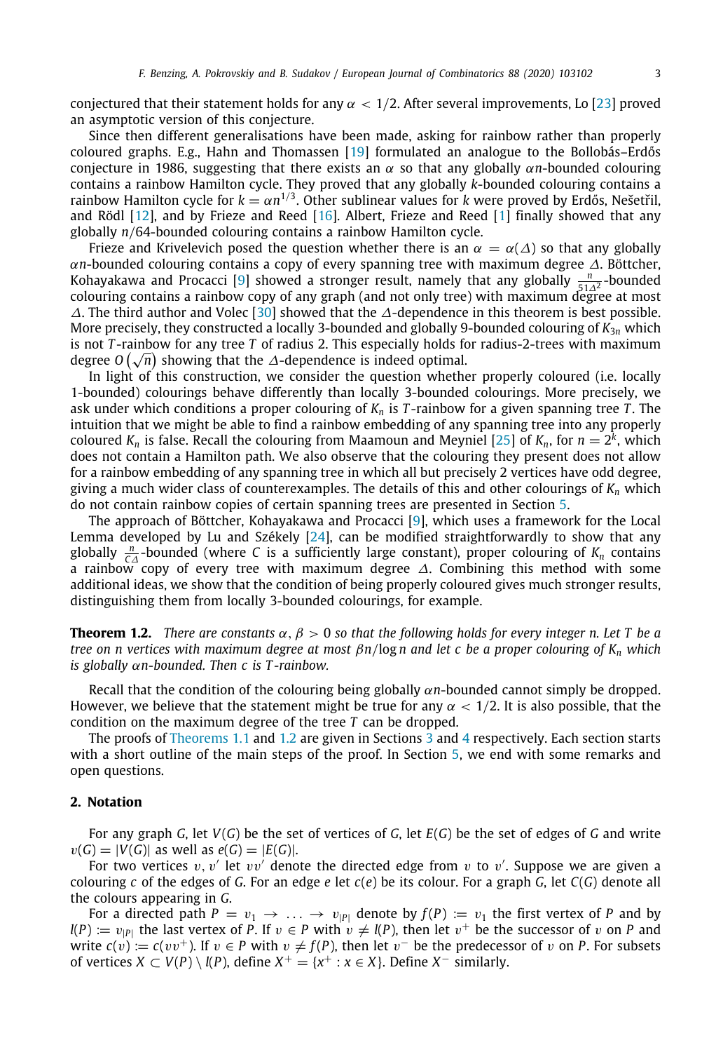conjectured that their statement holds for any $\alpha < 1/2$. After several improvements, Lo [23] proved an asymptotic version of this conjecture.

Since then different generalisations have been made, asking for rainbow rather than properly coloured graphs. E.g., Hahn and Thomassen [19] formulated an analogue to the Bollobás–Erdős conjecture in 1986, suggesting that there exists an $\alpha$ so that any globally $\alpha n$-bounded colouring contains a rainbow Hamilton cycle. They proved that any globally $k$-bounded colouring contains a rainbow Hamilton cycle for $k = \alpha n^{1/3}$. Other sublinear values for $k$ were proved by Erdős, Nešetřil, and Rödl [12], and by Frieze and Reed [16]. Albert, Frieze and Reed [1] finally showed that any globally $n/64$-bounded colouring contains a rainbow Hamilton cycle.

Frieze and Krivelevich posed the question whether there is an $\alpha = \alpha(\Delta)$ so that any globally $\alpha n$-bounded colouring contains a copy of every spanning tree with maximum degree $\Delta$. Böttcher, Kohayakawa and Procacci [9] showed a stronger result, namely that any globally $\frac{n}{51\Delta^2}$-bounded colouring contains a rainbow copy of any graph (and not only tree) with maximum degree at most $\Delta$. The third author and Volec [30] showed that the $\Delta$-dependence in this theorem is best possible. More precisely, they constructed a locally 3-bounded and globally 9-bounded colouring of $K_{3n}$ which is not $T$-rainbow for any tree $T$ of radius 2. This especially holds for radius-2-trees with maximum degree $O\left(\sqrt{n}\right)$ showing that the $\Delta$-dependence is indeed optimal.

In light of this construction, we consider the question whether properly coloured (i.e. locally 1-bounded) colourings behave differently than locally 3-bounded colourings. More precisely, we ask under which conditions a proper colouring of $K_n$ is $T$-rainbow for a given spanning tree $T$. The intuition that we might be able to find a rainbow embedding of any spanning tree into any properly coloured $K_n$ is false. Recall the colouring from Maamoun and Meyniel [25] of $K_n$, for $n = 2^k$, which does not contain a Hamilton path. We also observe that the colouring they present does not allow for a rainbow embedding of any spanning tree in which all but precisely 2 vertices have odd degree, giving a much wider class of counterexamples. The details of this and other colourings of $K_n$ which do not contain rainbow copies of certain spanning trees are presented in Section 5.

The approach of Böttcher, Kohayakawa and Procacci [9], which uses a framework for the Local Lemma developed by Lu and Székely [24], can be modified straightforwardly to show that any globally $\frac{n}{C\Delta}$-bounded (where $C$ is a sufficiently large constant), proper colouring of $K_n$ contains a rainbow copy of every tree with maximum degree $\Delta$. Combining this method with some additional ideas, we show that the condition of being properly coloured gives much stronger results, distinguishing them from locally 3-bounded colourings, for example.

**Theorem 1.2.** *There are constants $\alpha, \beta > 0$ so that the following holds for every integer $n$. Let $T$ be a tree on $n$ vertices with maximum degree at most $\beta n/\log n$ and let $c$ be a proper colouring of $K_n$ which is globally $\alpha n$-bounded. Then $c$ is $T$-rainbow.*

Recall that the condition of the colouring being globally $\alpha n$-bounded cannot simply be dropped. However, we believe that the statement might be true for any $\alpha < 1/2$. It is also possible, that the condition on the maximum degree of the tree $T$ can be dropped.

The proofs of Theorems 1.1 and 1.2 are given in Sections 3 and 4 respectively. Each section starts with a short outline of the main steps of the proof. In Section 5, we end with some remarks and open questions.

## 2. Notation

For any graph $G$, let $V(G)$ be the set of vertices of $G$, let $E(G)$ be the set of edges of $G$ and write $v(G) = |V(G)|$ as well as $e(G) = |E(G)|$.

For two vertices $v, v'$ let $vv'$ denote the directed edge from $v$ to $v'$. Suppose we are given a colouring $c$ of the edges of $G$. For an edge $e$ let $c(e)$ be its colour. For a graph $G$, let $C(G)$ denote all the colours appearing in $G$.

For a directed path $P = v_1 \to \ldots \to v_{|P|}$ denote by $f(P) := v_1$ the first vertex of $P$ and by $l(P) := v_{|P|}$ the last vertex of $P$. If $v \in P$ with $v \neq l(P)$, then let $v^+$ be the successor of $v$ on $P$ and write $c(v) := c(vv^+)$. If $v \in P$ with $v \neq f(P)$, then let $v^-$ be the predecessor of $v$ on $P$. For subsets of vertices $X \subset V(P) \setminus l(P)$, define $X^+ = \{x^+ : x \in X\}$. Define $X^-$ similarly.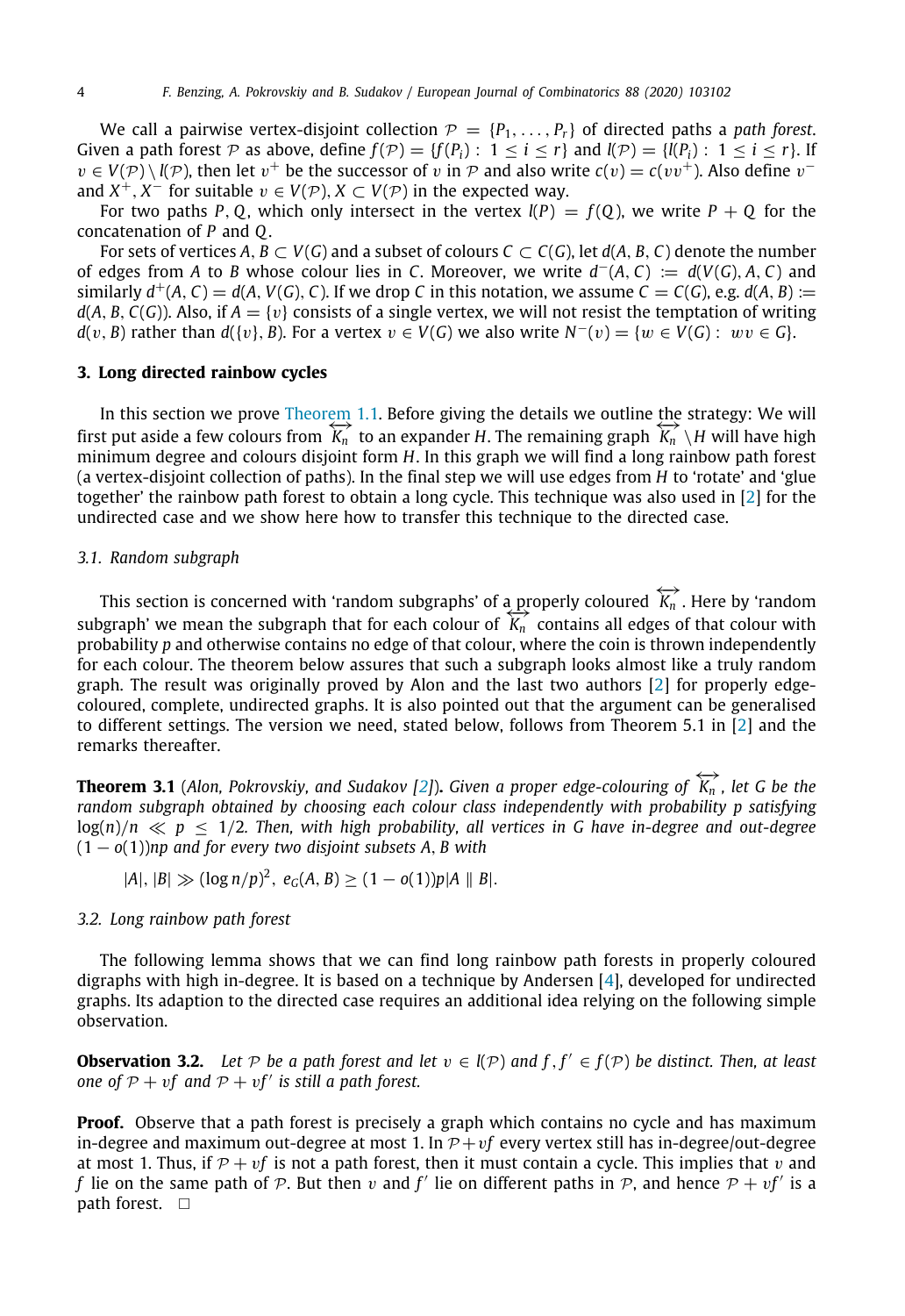We call a pairwise vertex-disjoint collection $\mathcal{P} = \{P_1, \ldots, P_r\}$ of directed paths a *path forest*. Given a path forest $\mathcal{P}$ as above, define $f(\mathcal{P}) = \{f(P_i) : 1 \le i \le r\}$ and $l(\mathcal{P}) = \{l(P_i) : 1 \le i \le r\}$. If $v \in V(\mathcal{P}) \setminus l(\mathcal{P})$, then let $v^+$ be the successor of $v$ in $\mathcal{P}$ and also write $c(v) = c(vv^+)$. Also define $v^-$ and $X^+, X^-$ for suitable $v \in V(\mathcal{P}), X \subset V(\mathcal{P})$ in the expected way.

For two paths $P, Q$, which only intersect in the vertex $l(P) = f(Q)$, we write $P + Q$ for the concatenation of $P$ and $Q$.

For sets of vertices $A, B \subset V(G)$ and a subset of colours $C \subset C(G)$, let $d(A, B, C)$ denote the number of edges from $A$ to $B$ whose colour lies in $C$. Moreover, we write $d^-(A, C) := d(V(G), A, C)$ and similarly $d^+(A, C) = d(A, V(G), C)$. If we drop $C$ in this notation, we assume $C = C(G)$, e.g. $d(A, B) := d(A, B, C(G))$. Also, if $A = \{v\}$ consists of a single vertex, we will not resist the temptation of writing $d(v, B)$ rather than $d(\{v\}, B)$. For a vertex $v \in V(G)$ we also write $N^-(v) = \{w \in V(G) : wv \in G\}$.

## 3. Long directed rainbow cycles

In this section we prove Theorem 1.1. Before giving the details we outline the strategy: We will first put aside a few colours from $\overleftrightarrow{K_n}$ to an expander $H$. The remaining graph $\overleftrightarrow{K_n} \setminus H$ will have high minimum degree and colours disjoint form $H$. In this graph we will find a long rainbow path forest (a vertex-disjoint collection of paths). In the final step we will use edges from $H$ to 'rotate' and 'glue together' the rainbow path forest to obtain a long cycle. This technique was also used in [2] for the undirected case and we show here how to transfer this technique to the directed case.

### 3.1. Random subgraph

This section is concerned with 'random subgraphs' of a properly coloured $\overleftrightarrow{K_n}$. Here by 'random subgraph' we mean the subgraph that for each colour of $\overleftrightarrow{K_n}$ contains all edges of that colour with probability $p$ and otherwise contains no edge of that colour, where the coin is thrown independently for each colour. The theorem below assures that such a subgraph looks almost like a truly random graph. The result was originally proved by Alon and the last two authors [2] for properly edge-coloured, complete, undirected graphs. It is also pointed out that the argument can be generalised to different settings. The version we need, stated below, follows from Theorem 5.1 in [2] and the remarks thereafter.

**Theorem 3.1** (*Alon, Pokrovskiy, and Sudakov [2]*). *Given a proper edge-colouring of $\overleftrightarrow{K_n}$, let $G$ be the random subgraph obtained by choosing each colour class independently with probability $p$ satisfying $\log(n)/n \ll p \le 1/2$. Then, with high probability, all vertices in $G$ have in-degree and out-degree $(1 - o(1))np$ and for every two disjoint subsets $A, B$ with*

$$|A|, |B| \gg (\log n/p)^2, \; e_G(A, B) \ge (1 - o(1))p|A \parallel B|.$$

### 3.2. Long rainbow path forest

The following lemma shows that we can find long rainbow path forests in properly coloured digraphs with high in-degree. It is based on a technique by Andersen [4], developed for undirected graphs. Its adaption to the directed case requires an additional idea relying on the following simple observation.

**Observation 3.2.** *Let $\mathcal{P}$ be a path forest and let $v \in l(\mathcal{P})$ and $f, f' \in f(\mathcal{P})$ be distinct. Then, at least one of $\mathcal{P} + vf$ and $\mathcal{P} + vf'$ is still a path forest.*

**Proof.** Observe that a path forest is precisely a graph which contains no cycle and has maximum in-degree and maximum out-degree at most 1. In $\mathcal{P} + vf$ every vertex still has in-degree/out-degree at most 1. Thus, if $\mathcal{P} + vf$ is not a path forest, then it must contain a cycle. This implies that $v$ and $f$ lie on the same path of $\mathcal{P}$. But then $v$ and $f'$ lie on different paths in $\mathcal{P}$, and hence $\mathcal{P} + vf'$ is a path forest. $\square$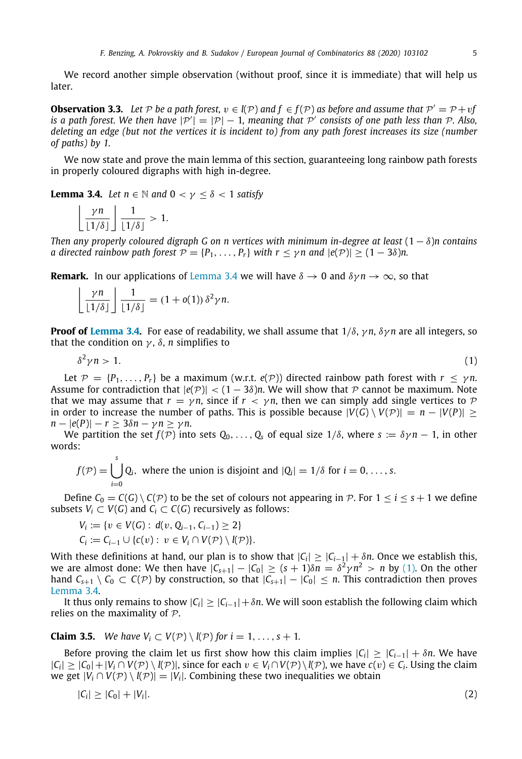We record another simple observation (without proof, since it is immediate) that will help us later.

**Observation 3.3.** *Let $\mathcal{P}$ be a path forest, $v \in l(\mathcal{P})$ and $f \in f(\mathcal{P})$ as before and assume that $\mathcal{P}' = \mathcal{P} + vf$ is a path forest. We then have $|\mathcal{P}'| = |\mathcal{P}| - 1$, meaning that $\mathcal{P}'$ consists of one path less than $\mathcal{P}$. Also, deleting an edge (but not the vertices it is incident to) from any path forest increases its size (number of paths) by 1.*

We now state and prove the main lemma of this section, guaranteeing long rainbow path forests in properly coloured digraphs with high in-degree.

**Lemma 3.4.** *Let $n \in \mathbb{N}$ and $0 < \gamma \le \delta < 1$ satisfy*

$$\left\lfloor \frac{\gamma n}{\lfloor 1/\delta \rfloor} \right\rfloor \frac{1}{\lfloor 1/\delta \rfloor} > 1.$$

*Then any properly coloured digraph $G$ on $n$ vertices with minimum in-degree at least $(1-\delta)n$ contains a directed rainbow path forest $\mathcal{P} = \{P_1, \ldots, P_r\}$ with $r \le \gamma n$ and $|e(\mathcal{P})| \ge (1-3\delta)n$.*

**Remark.** In our applications of Lemma 3.4 we will have $\delta \to 0$ and $\delta\gamma n \to \infty$, so that

$$\left\lfloor \frac{\gamma n}{\lfloor 1/\delta \rfloor} \right\rfloor \frac{1}{\lfloor 1/\delta \rfloor} = (1 + o(1))\, \delta^2 \gamma n.$$

**Proof of Lemma 3.4.** For ease of readability, we shall assume that $1/\delta$, $\gamma n$, $\delta\gamma n$ are all integers, so that the condition on $\gamma$, $\delta$, $n$ simplifies to

$$\delta^2 \gamma n > 1. \tag{1}$$

Let $\mathcal{P} = \{P_1, \ldots, P_r\}$ be a maximum (w.r.t. $e(\mathcal{P})$) directed rainbow path forest with $r \le \gamma n$. Assume for contradiction that $|e(\mathcal{P})| < (1-3\delta)n$. We will show that $\mathcal{P}$ cannot be maximum. Note that we may assume that $r = \gamma n$, since if $r < \gamma n$, then we can simply add single vertices to $\mathcal{P}$ in order to increase the number of paths. This is possible because $|V(G) \setminus V(\mathcal{P})| = n - |V(P)| \ge n - |e(P)| - r \ge 3\delta n - \gamma n \ge \gamma n$.

We partition the set $f(\mathcal{P})$ into sets $Q_0, \ldots, Q_s$ of equal size $1/\delta$, where $s := \delta\gamma n - 1$, in other words:

$$f(\mathcal{P}) = \bigcup_{i=0}^{s} Q_i, \text{ where the union is disjoint and } |Q_i| = 1/\delta \text{ for } i = 0, \ldots, s.$$

Define $C_0 = C(G) \setminus C(\mathcal{P})$ to be the set of colours not appearing in $\mathcal{P}$. For $1 \le i \le s+1$ we define subsets $V_i \subset V(G)$ and $C_i \subset C(G)$ recursively as follows:

$$V_i := \{v \in V(G) : \ d(v, Q_{i-1}, C_{i-1}) \ge 2\}$$
$$C_i := C_{i-1} \cup \{c(v) : \ v \in V_i \cap V(\mathcal{P}) \setminus l(\mathcal{P})\}.$$

With these definitions at hand, our plan is to show that $|C_i| \ge |C_{i-1}| + \delta n$. Once we establish this, we are almost done: We then have $|C_{s+1}| - |C_0| \ge (s+1)\delta n = \delta^2\gamma n^2 > n$ by (1). On the other hand $C_{s+1} \setminus C_0 \subset C(\mathcal{P})$ by construction, so that $|C_{s+1}| - |C_0| \le n$. This contradiction then proves Lemma 3.4.

It thus only remains to show $|C_i| \ge |C_{i-1}| + \delta n$. We will soon establish the following claim which relies on the maximality of $\mathcal{P}$.

**Claim 3.5.** *We have $V_i \subset V(\mathcal{P}) \setminus l(\mathcal{P})$ for $i = 1, \ldots, s+1$.*

Before proving the claim let us first show how this claim implies $|C_i| \ge |C_{i-1}| + \delta n$. We have $|C_i| \ge |C_0| + |V_i \cap V(\mathcal{P}) \setminus l(\mathcal{P})|$, since for each $v \in V_i \cap V(\mathcal{P}) \setminus l(\mathcal{P})$, we have $c(v) \in C_i$. Using the claim we get $|V_i \cap V(\mathcal{P}) \setminus l(\mathcal{P})| = |V_i|$. Combining these two inequalities we obtain

$$|C_i| \ge |C_0| + |V_i|. \tag{2}$$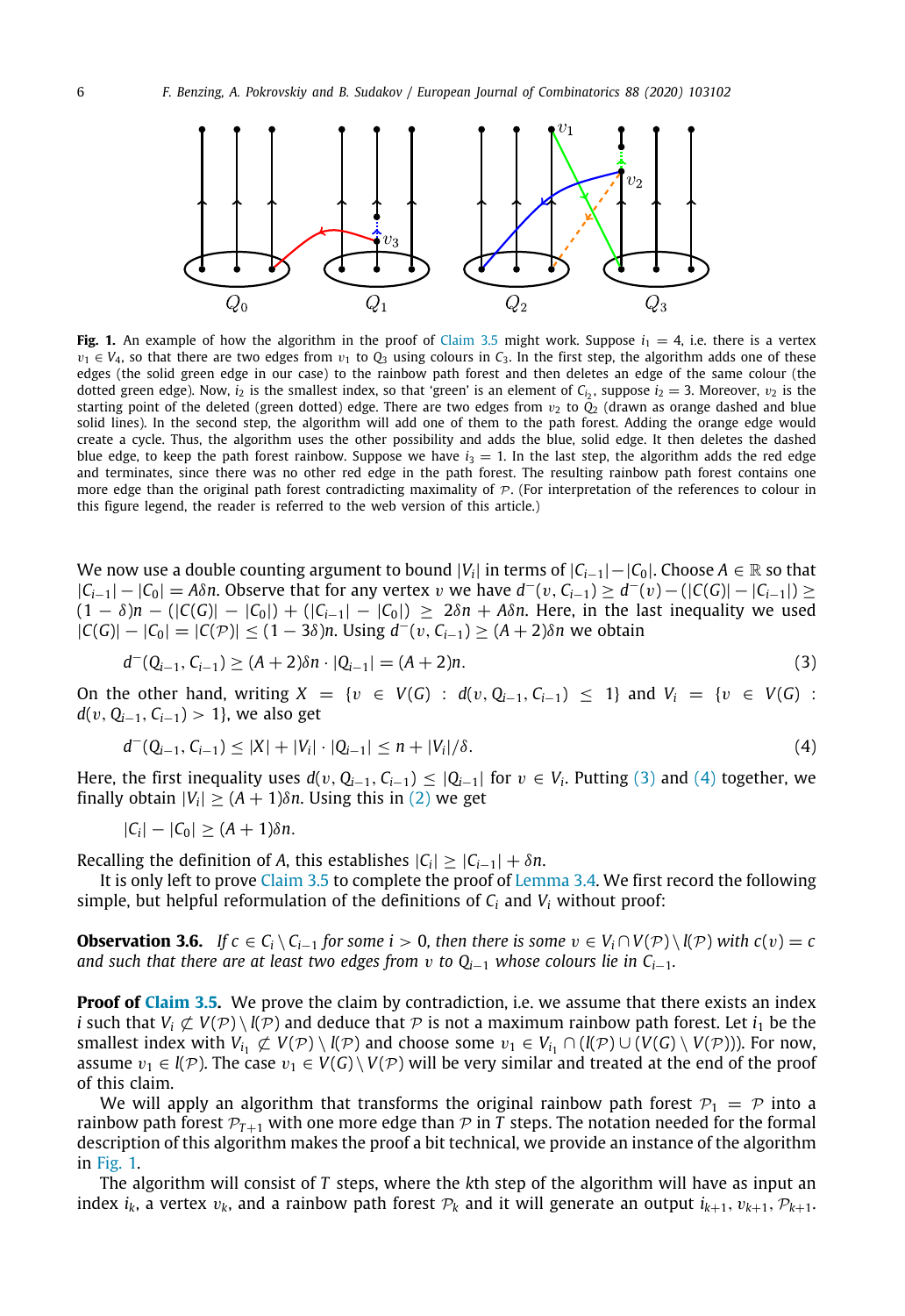**Fig. 1.** An example of how the algorithm in the proof of Claim 3.5 might work. Suppose $i_1 = 4$, i.e. there is a vertex $v_1 \in V_4$, so that there are two edges from $v_1$ to $Q_3$ using colours in $C_3$. In the first step, the algorithm adds one of these edges (the solid green edge in our case) to the rainbow path forest and then deletes an edge of the same colour (the dotted green edge). Now, $i_2$ is the smallest index, so that 'green' is an element of $C_{i_2}$, suppose $i_2 = 3$. Moreover, $v_2$ is the starting point of the deleted (green dotted) edge. There are two edges from $v_2$ to $Q_2$ (drawn as orange dashed and blue solid lines). In the second step, the algorithm will add one of them to the path forest. Adding the orange edge would create a cycle. Thus, the algorithm uses the other possibility and adds the blue, solid edge. It then deletes the dashed blue edge, to keep the path forest rainbow. Suppose we have $i_3 = 1$. In the last step, the algorithm adds the red edge and terminates, since there was no other red edge in the path forest. The resulting rainbow path forest contains one more edge than the original path forest contradicting maximality of $\mathcal{P}$. (For interpretation of the references to colour in this figure legend, the reader is referred to the web version of this article.)

We now use a double counting argument to bound $|V_i|$ in terms of $|C_{i-1}|-|C_0|$. Choose $A \in \mathbb{R}$ so that $|C_{i-1}| - |C_0| = A\delta n$. Observe that for any vertex $v$ we have $d^-(v, C_{i-1}) \geq d^-(v) - (|C(G)| - |C_{i-1}|) \geq (1-\delta)n - (|C(G)| - |C_0|) + (|C_{i-1}| - |C_0|) \geq 2\delta n + A\delta n$. Here, in the last inequality we used $|C(G)| - |C_0| = |C(\mathcal{P})| \leq (1-3\delta)n$. Using $d^-(v, C_{i-1}) \geq (A+2)\delta n$ we obtain

$$d^-(Q_{i-1}, C_{i-1}) \geq (A+2)\delta n \cdot |Q_{i-1}| = (A+2)n. \tag{3}$$

On the other hand, writing $X = \{v \in V(G) : d(v, Q_{i-1}, C_{i-1}) \leq 1\}$ and $V_i = \{v \in V(G) : d(v, Q_{i-1}, C_{i-1}) > 1\}$, we also get

$$d^-(Q_{i-1}, C_{i-1}) \leq |X| + |V_i| \cdot |Q_{i-1}| \leq n + |V_i|/\delta. \tag{4}$$

Here, the first inequality uses $d(v, Q_{i-1}, C_{i-1}) \leq |Q_{i-1}|$ for $v \in V_i$. Putting (3) and (4) together, we finally obtain $|V_i| \geq (A+1)\delta n$. Using this in (2) we get

$$|C_i| - |C_0| \geq (A+1)\delta n.$$

Recalling the definition of $A$, this establishes $|C_i| \geq |C_{i-1}| + \delta n$.

It is only left to prove Claim 3.5 to complete the proof of Lemma 3.4. We first record the following simple, but helpful reformulation of the definitions of $C_i$ and $V_i$ without proof:

**Observation 3.6.** *If $c \in C_i \setminus C_{i-1}$ for some $i > 0$, then there is some $v \in V_i \cap V(\mathcal{P}) \setminus l(\mathcal{P})$ with $c(v) = c$ and such that there are at least two edges from $v$ to $Q_{i-1}$ whose colours lie in $C_{i-1}$.*

**Proof of Claim 3.5.** We prove the claim by contradiction, i.e. we assume that there exists an index $i$ such that $V_i \not\subset V(\mathcal{P}) \setminus l(\mathcal{P})$ and deduce that $\mathcal{P}$ is not a maximum rainbow path forest. Let $i_1$ be the smallest index with $V_{i_1} \not\subset V(\mathcal{P}) \setminus l(\mathcal{P})$ and choose some $v_1 \in V_{i_1} \cap (l(\mathcal{P}) \cup (V(G) \setminus V(\mathcal{P})))$. For now, assume $v_1 \in l(\mathcal{P})$. The case $v_1 \in V(G) \setminus V(\mathcal{P})$ will be very similar and treated at the end of the proof of this claim.

We will apply an algorithm that transforms the original rainbow path forest $\mathcal{P}_1 = \mathcal{P}$ into a rainbow path forest $\mathcal{P}_{T+1}$ with one more edge than $\mathcal{P}$ in $T$ steps. The notation needed for the formal description of this algorithm makes the proof a bit technical, we provide an instance of the algorithm in Fig. 1.

The algorithm will consist of $T$ steps, where the $k$th step of the algorithm will have as input an index $i_k$, a vertex $v_k$, and a rainbow path forest $\mathcal{P}_k$ and it will generate an output $i_{k+1}, v_{k+1}, \mathcal{P}_{k+1}$.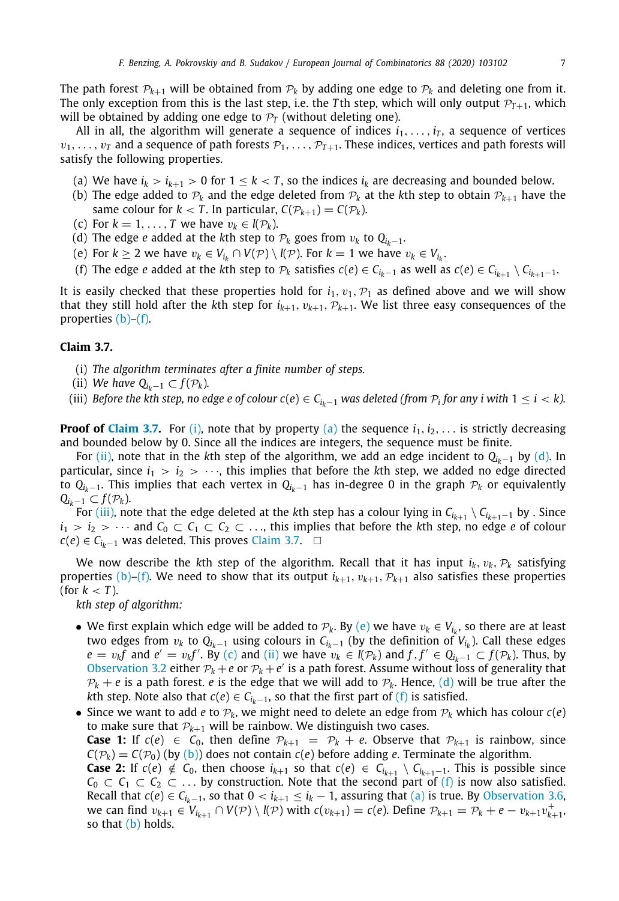The path forest $\mathcal{P}_{k+1}$ will be obtained from $\mathcal{P}_k$ by adding one edge to $\mathcal{P}_k$ and deleting one from it. The only exception from this is the last step, i.e. the $T$th step, which will only output $\mathcal{P}_{T+1}$, which will be obtained by adding one edge to $\mathcal{P}_T$ (without deleting one).

All in all, the algorithm will generate a sequence of indices $i_1, \ldots, i_T$, a sequence of vertices $v_1, \ldots, v_T$ and a sequence of path forests $\mathcal{P}_1, \ldots, \mathcal{P}_{T+1}$. These indices, vertices and path forests will satisfy the following properties.

- (a) We have $i_k > i_{k+1} > 0$ for $1 \le k < T$, so the indices $i_k$ are decreasing and bounded below.
- (b) The edge added to $\mathcal{P}_k$ and the edge deleted from $\mathcal{P}_k$ at the $k$th step to obtain $\mathcal{P}_{k+1}$ have the same colour for $k < T$. In particular, $C(\mathcal{P}_{k+1}) = C(\mathcal{P}_k)$.
- (c) For $k = 1, \ldots, T$ we have $v_k \in l(\mathcal{P}_k)$.
- (d) The edge $e$ added at the $k$th step to $\mathcal{P}_k$ goes from $v_k$ to $Q_{i_k - 1}$.
- (e) For $k \ge 2$ we have $v_k \in V_{i_k} \cap V(\mathcal{P}) \setminus l(\mathcal{P})$. For $k = 1$ we have $v_k \in V_{i_k}$.
- (f) The edge $e$ added at the $k$th step to $\mathcal{P}_k$ satisfies $c(e) \in C_{i_k - 1}$ as well as $c(e) \in C_{i_{k+1}} \setminus C_{i_{k+1}-1}$.

It is easily checked that these properties hold for $i_1, v_1, \mathcal{P}_1$ as defined above and we will show that they still hold after the $k$th step for $i_{k+1}, v_{k+1}, \mathcal{P}_{k+1}$. We list three easy consequences of the properties (b)–(f).

**Claim 3.7.**

- (i) *The algorithm terminates after a finite number of steps.*
- (ii) *We have $Q_{i_k - 1} \subset f(\mathcal{P}_k)$.*
- (iii) *Before the kth step, no edge e of colour $c(e) \in C_{i_k - 1}$ was deleted (from $\mathcal{P}_i$ for any i with $1 \le i < k$).*

**Proof of Claim 3.7.** For (i), note that by property (a) the sequence $i_1, i_2, \ldots$ is strictly decreasing and bounded below by 0. Since all the indices are integers, the sequence must be finite.

For (ii), note that in the $k$th step of the algorithm, we add an edge incident to $Q_{i_k - 1}$ by (d). In particular, since $i_1 > i_2 > \cdots$, this implies that before the $k$th step, we added no edge directed to $Q_{i_k - 1}$. This implies that each vertex in $Q_{i_k - 1}$ has in-degree 0 in the graph $\mathcal{P}_k$ or equivalently $Q_{i_k - 1} \subset f(\mathcal{P}_k)$.

For (iii), note that the edge deleted at the $k$th step has a colour lying in $C_{i_{k+1}} \setminus C_{i_{k+1}-1}$ by . Since $i_1 > i_2 > \cdots$ and $C_0 \subset C_1 \subset C_2 \subset \ldots$, this implies that before the $k$th step, no edge $e$ of colour $c(e) \in C_{i_k - 1}$ was deleted. This proves Claim 3.7. □

We now describe the $k$th step of the algorithm. Recall that it has input $i_k, v_k, \mathcal{P}_k$ satisfying properties (b)–(f). We need to show that its output $i_{k+1}, v_{k+1}, \mathcal{P}_{k+1}$ also satisfies these properties (for $k < T$).

*kth step of algorithm:*

- We first explain which edge will be added to $\mathcal{P}_k$. By (e) we have $v_k \in V_{i_k}$, so there are at least two edges from $v_k$ to $Q_{i_k - 1}$ using colours in $C_{i_k - 1}$ (by the definition of $V_{i_k}$). Call these edges $e = v_k f$ and $e' = v_k f'$. By (c) and (ii) we have $v_k \in l(\mathcal{P}_k)$ and $f, f' \in Q_{i_k - 1} \subset f(\mathcal{P}_k)$. Thus, by Observation 3.2 either $\mathcal{P}_k + e$ or $\mathcal{P}_k + e'$ is a path forest. Assume without loss of generality that $\mathcal{P}_k + e$ is a path forest. $e$ is the edge that we will add to $\mathcal{P}_k$. Hence, (d) will be true after the $k$th step. Note also that $c(e) \in C_{i_k - 1}$, so that the first part of (f) is satisfied.
- Since we want to add $e$ to $\mathcal{P}_k$, we might need to delete an edge from $\mathcal{P}_k$ which has colour $c(e)$ to make sure that $\mathcal{P}_{k+1}$ will be rainbow. We distinguish two cases.
  **Case 1:** If $c(e) \in C_0$, then define $\mathcal{P}_{k+1} = \mathcal{P}_k + e$. Observe that $\mathcal{P}_{k+1}$ is rainbow, since $C(\mathcal{P}_k) = C(\mathcal{P}_0)$ (by (b)) does not contain $c(e)$ before adding $e$. Terminate the algorithm.
  **Case 2:** If $c(e) \notin C_0$, then choose $i_{k+1}$ so that $c(e) \in C_{i_{k+1}} \setminus C_{i_{k+1}-1}$. This is possible since $C_0 \subset C_1 \subset C_2 \subset \ldots$ by construction. Note that the second part of (f) is now also satisfied. Recall that $c(e) \in C_{i_k - 1}$, so that $0 < i_{k+1} \le i_k - 1$, assuring that (a) is true. By Observation 3.6, we can find $v_{k+1} \in V_{i_{k+1}} \cap V(\mathcal{P}) \setminus l(\mathcal{P})$ with $c(v_{k+1}) = c(e)$. Define $\mathcal{P}_{k+1} = \mathcal{P}_k + e - v_{k+1}v_{k+1}^+$, so that (b) holds.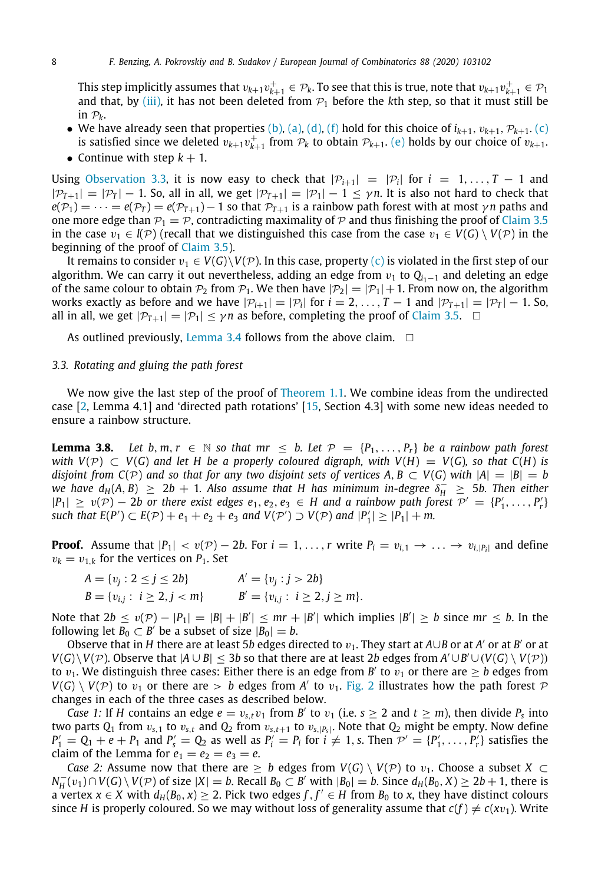This step implicitly assumes that $v_{k+1}v_{k+1}^+ \in \mathcal{P}_k$. To see that this is true, note that $v_{k+1}v_{k+1}^+ \in \mathcal{P}_1$ and that, by (iii), it has not been deleted from $\mathcal{P}_1$ before the $k$th step, so that it must still be in $\mathcal{P}_k$.

- We have already seen that properties (b), (a), (d), (f) hold for this choice of $i_{k+1}, v_{k+1}, \mathcal{P}_{k+1}$. (c) is satisfied since we deleted $v_{k+1}v_{k+1}^+$ from $\mathcal{P}_k$ to obtain $\mathcal{P}_{k+1}$. (e) holds by our choice of $v_{k+1}$.
- Continue with step $k+1$.

Using Observation 3.3, it is now easy to check that $|\mathcal{P}_{i+1}| = |\mathcal{P}_i|$ for $i = 1, \ldots, T-1$ and $|\mathcal{P}_{T+1}| = |\mathcal{P}_T| - 1$. So, all in all, we get $|\mathcal{P}_{T+1}| = |\mathcal{P}_1| - 1 \leq \gamma n$. It is also not hard to check that $e(\mathcal{P}_1) = \cdots = e(\mathcal{P}_T) = e(\mathcal{P}_{T+1}) - 1$ so that $\mathcal{P}_{T+1}$ is a rainbow path forest with at most $\gamma n$ paths and one more edge than $\mathcal{P}_1 = \mathcal{P}$, contradicting maximality of $\mathcal{P}$ and thus finishing the proof of Claim 3.5 in the case $v_1 \in l(\mathcal{P})$ (recall that we distinguished this case from the case $v_1 \in V(G) \setminus V(\mathcal{P})$ in the beginning of the proof of Claim 3.5).

It remains to consider $v_1 \in V(G) \setminus V(\mathcal{P})$. In this case, property (c) is violated in the first step of our algorithm. We can carry it out nevertheless, adding an edge from $v_1$ to $Q_{i_1 - 1}$ and deleting an edge of the same colour to obtain $\mathcal{P}_2$ from $\mathcal{P}_1$. We then have $|\mathcal{P}_2| = |\mathcal{P}_1| + 1$. From now on, the algorithm works exactly as before and we have $|\mathcal{P}_{i+1}| = |\mathcal{P}_i|$ for $i = 2, \ldots, T-1$ and $|\mathcal{P}_{T+1}| = |\mathcal{P}_T| - 1$. So, all in all, we get $|\mathcal{P}_{T+1}| = |\mathcal{P}_1| \leq \gamma n$ as before, completing the proof of Claim 3.5. □

As outlined previously, Lemma 3.4 follows from the above claim. □

### 3.3. Rotating and gluing the path forest

We now give the last step of the proof of Theorem 1.1. We combine ideas from the undirected case [2, Lemma 4.1] and 'directed path rotations' [15, Section 4.3] with some new ideas needed to ensure a rainbow structure.

**Lemma 3.8.** *Let $b, m, r \in \mathbb{N}$ so that $mr \leq b$. Let $\mathcal{P} = \{P_1, \ldots, P_r\}$ be a rainbow path forest with $V(\mathcal{P}) \subset V(G)$ and let $H$ be a properly coloured digraph, with $V(H) = V(G)$, so that $C(H)$ is disjoint from $C(\mathcal{P})$ and so that for any two disjoint sets of vertices $A, B \subset V(G)$ with $|A| = |B| = b$ we have $d_H(A, B) \geq 2b + 1$. Also assume that $H$ has minimum in-degree $\delta_H^- \geq 5b$. Then either $|P_1| \geq v(\mathcal{P}) - 2b$ or there exist edges $e_1, e_2, e_3 \in H$ and a rainbow path forest $\mathcal{P}' = \{P_1', \ldots, P_r'\}$ such that $E(P') \subset E(\mathcal{P}) + e_1 + e_2 + e_3$ and $V(\mathcal{P}') \supset V(\mathcal{P})$ and $|P_1'| \geq |P_1| + m$.*

**Proof.** Assume that $|P_1| < v(\mathcal{P}) - 2b$. For $i = 1, \ldots, r$ write $P_i = v_{i,1} \to \ldots \to v_{i,|P_i|}$ and define $v_k = v_{1,k}$ for the vertices on $P_1$. Set

$$A = \{v_j : 2 \leq j \leq 2b\} \qquad A' = \{v_j : j > 2b\}$$
$$B = \{v_{i,j} : \ i \geq 2, j < m\} \qquad B' = \{v_{i,j} : \ i \geq 2, j \geq m\}.$$

Note that $2b \leq v(\mathcal{P}) - |P_1| = |B| + |B'| \leq mr + |B'|$ which implies $|B'| \geq b$ since $mr \leq b$. In the following let $B_0 \subset B'$ be a subset of size $|B_0| = b$.

Observe that in $H$ there are at least $5b$ edges directed to $v_1$. They start at $A \cup B$ or at $A'$ or at $B'$ or at $V(G) \setminus V(\mathcal{P})$. Observe that $|A \cup B| \leq 3b$ so that there are at least $2b$ edges from $A' \cup B' \cup (V(G) \setminus V(\mathcal{P}))$ to $v_1$. We distinguish three cases: Either there is an edge from $B'$ to $v_1$ or there are $\geq b$ edges from $V(G) \setminus V(\mathcal{P})$ to $v_1$ or there are $> b$ edges from $A'$ to $v_1$. Fig. 2 illustrates how the path forest $\mathcal{P}$ changes in each of the three cases as described below.

*Case 1:* If $H$ contains an edge $e = v_{s,t}v_1$ from $B'$ to $v_1$ (i.e. $s \geq 2$ and $t \geq m$), then divide $P_s$ into two parts $Q_1$ from $v_{s,1}$ to $v_{s,t}$ and $Q_2$ from $v_{s,t+1}$ to $v_{s,|P_s|}$. Note that $Q_2$ might be empty. Now define $P_1' = Q_1 + e + P_1$ and $P_s' = Q_2$ as well as $P_i' = P_i$ for $i \neq 1, s$. Then $\mathcal{P}' = \{P_1', \ldots, P_r'\}$ satisfies the claim of the Lemma for $e_1 = e_2 = e_3 = e$.

*Case 2:* Assume now that there are $\geq b$ edges from $V(G) \setminus V(\mathcal{P})$ to $v_1$. Choose a subset $X \subset N_H^-(v_1) \cap V(G) \setminus V(\mathcal{P})$ of size $|X| = b$. Recall $B_0 \subset B'$ with $|B_0| = b$. Since $d_H(B_0, X) \geq 2b + 1$, there is a vertex $x \in X$ with $d_H(B_0, x) \geq 2$. Pick two edges $f, f' \in H$ from $B_0$ to $x$, they have distinct colours since $H$ is properly coloured. So we may without loss of generality assume that $c(f) \neq c(xv_1)$. Write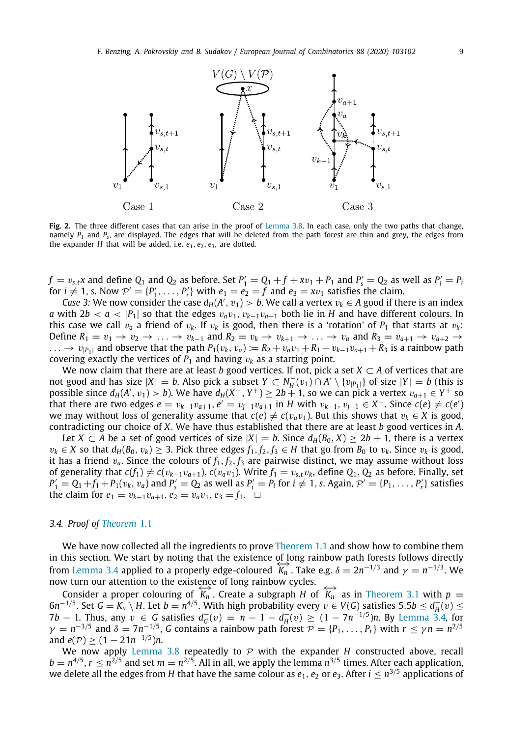**Fig. 2.** The three different cases that can arise in the proof of Lemma 3.8. In each case, only the two paths that change, namely $P_1$ and $P_s$, are displayed. The edges that will be deleted from the path forest are thin and grey, the edges from the expander $H$ that will be added, i.e. $e_1, e_2, e_3$, are dotted.

$f = v_{s,t}x$ and define $Q_1$ and $Q_2$ as before. Set $P_1' = Q_1 + f + xv_1 + P_1$ and $P_s' = Q_2$ as well as $P_i' = P_i$ for $i \neq 1, s$. Now $\mathcal{P}' = \{P_1', \ldots, P_r'\}$ with $e_1 = e_2 = f$ and $e_3 = xv_1$ satisfies the claim.

*Case 3:* We now consider the case $d_H(A', v_1) > b$. We call a vertex $v_k \in A$ good if there is an index $a$ with $2b < a < |P_1|$ so that the edges $v_a v_1$, $v_{k-1}v_{a+1}$ both lie in $H$ and have different colours. In this case we call $v_a$ a friend of $v_k$. If $v_k$ is good, then there is a 'rotation' of $P_1$ that starts at $v_k$: Define $R_1 = v_1 \to v_2 \to \ldots \to v_{k-1}$ and $R_2 = v_k \to v_{k+1} \to \ldots \to v_a$ and $R_3 = v_{a+1} \to v_{a+2} \to \ldots \to v_{|P_1|}$ and observe that the path $P_1(v_k, v_a) := R_2 + v_a v_1 + R_1 + v_{k-1}v_{a+1} + R_3$ is a rainbow path covering exactly the vertices of $P_1$ and having $v_k$ as a starting point.

We now claim that there are at least $b$ good vertices. If not, pick a set $X \subset A$ of vertices that are not good and has size $|X| = b$. Also pick a subset $Y \subset N_H^-(v_1) \cap A' \setminus \{v_{|P_1|}\}$ of size $|Y| = b$ (this is possible since $d_H(A', v_1) > b$). We have $d_H(X^-, Y^+) \geq 2b + 1$, so we can pick a vertex $v_{a+1} \in Y^+$ so that there are two edges $e = v_{k-1}v_{a+1}$, $e' = v_{j-1}v_{a+1}$ in $H$ with $v_{k-1}, v_{j-1} \in X^-$. Since $c(e) \neq c(e')$ we may without loss of generality assume that $c(e) \neq c(v_a v_1)$. But this shows that $v_k \in X$ is good, contradicting our choice of $X$. We have thus established that there are at least $b$ good vertices in $A$.

Let $X \subset A$ be a set of good vertices of size $|X| = b$. Since $d_H(B_0, X) \geq 2b + 1$, there is a vertex $v_k \in X$ so that $d_H(B_0, v_k) \geq 3$. Pick three edges $f_1, f_2, f_3 \in H$ that go from $B_0$ to $v_k$. Since $v_k$ is good, it has a friend $v_a$. Since the colours of $f_1, f_2, f_3$ are pairwise distinct, we may assume without loss of generality that $c(f_1) \neq c(v_{k-1}v_{a+1}), c(v_a v_1)$. Write $f_1 = v_{s,t}v_k$, define $Q_1, Q_2$ as before. Finally, set $P_1' = Q_1 + f_1 + P_1(v_k, v_a)$ and $P_s' = Q_2$ as well as $P_i' = P_i$ for $i \neq 1, s$. Again, $\mathcal{P}' = \{P_1, \ldots, P_r'\}$ satisfies the claim for $e_1 = v_{k-1}v_{a+1}$, $e_2 = v_a v_1$, $e_3 = f_1$. $\square$

### 3.4. Proof of Theorem 1.1

We have now collected all the ingredients to prove Theorem 1.1 and show how to combine them in this section. We start by noting that the existence of long rainbow path forests follows directly from Lemma 3.4 applied to a properly edge-coloured $\overleftrightarrow{K_n}$. Take e.g. $\delta = 2n^{-1/3}$ and $\gamma = n^{-1/3}$. We now turn our attention to the existence of long rainbow cycles.

Consider a proper colouring of $\overleftrightarrow{K_n}$. Create a subgraph $H$ of $\overleftrightarrow{K_n}$ as in Theorem 3.1 with $p = 6n^{-1/5}$. Set $G = K_n \setminus H$. Let $b = n^{4/5}$. With high probability every $v \in V(G)$ satisfies $5.5b \leq d_H^-(v) \leq 7b - 1$. Thus, any $v \in G$ satisfies $d_G^-(v) = n - 1 - d_H^-(v) \geq (1 - 7n^{-1/5})n$. By Lemma 3.4, for $\gamma = n^{-3/5}$ and $\delta = 7n^{-1/5}$, $G$ contains a rainbow path forest $\mathcal{P} = \{P_1, \ldots, P_r\}$ with $r \leq \gamma n = n^{2/5}$ and $e(\mathcal{P}) \geq (1 - 21n^{-1/5})n$.

We now apply Lemma 3.8 repeatedly to $\mathcal{P}$ with the expander $H$ constructed above, recall $b = n^{4/5}$, $r \leq n^{2/5}$ and set $m = n^{2/5}$. All in all, we apply the lemma $n^{3/5}$ times. After each application, we delete all the edges from $H$ that have the same colour as $e_1, e_2$ or $e_3$. After $i \leq n^{3/5}$ applications of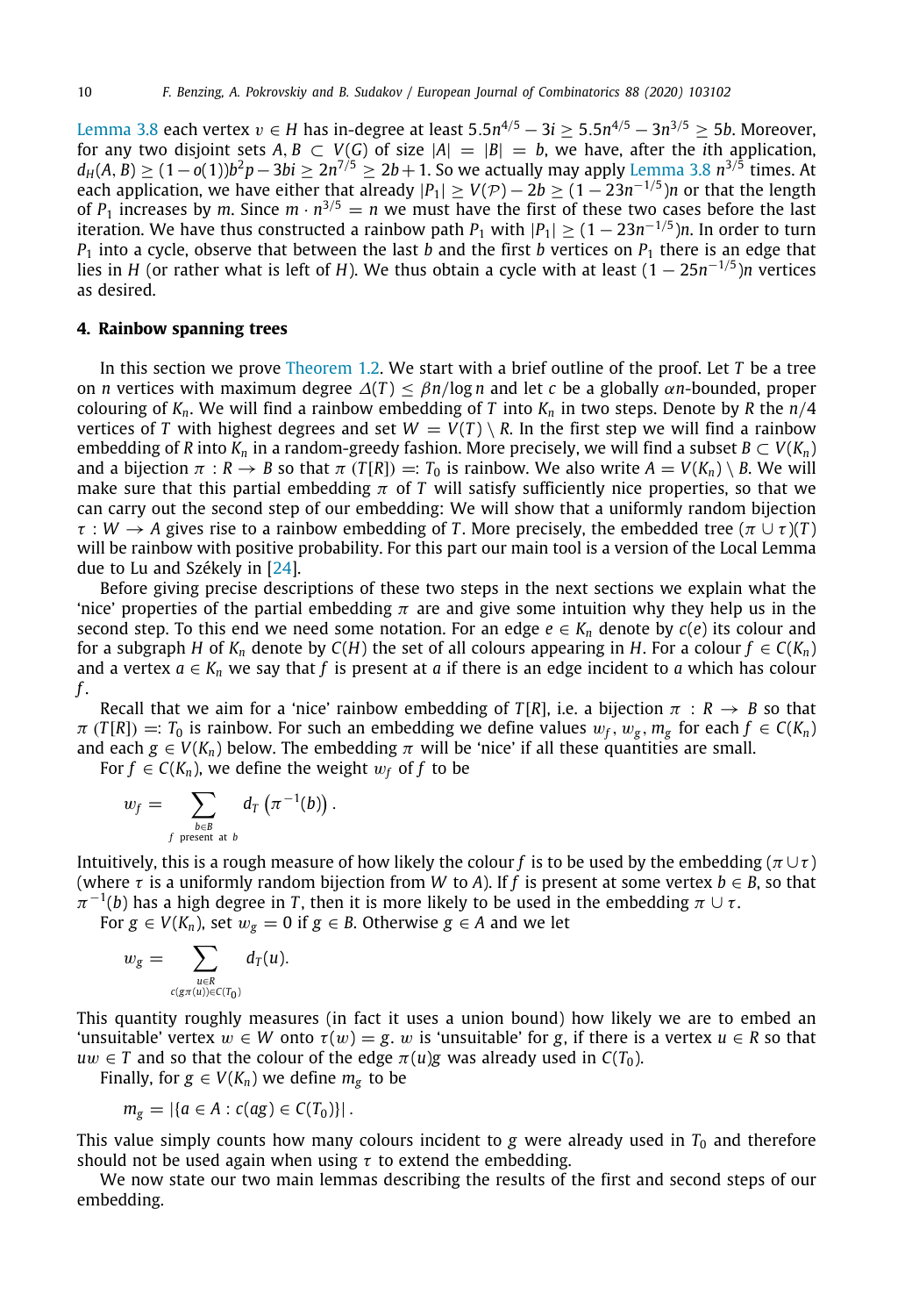Lemma 3.8 each vertex $v \in H$ has in-degree at least $5.5n^{4/5} - 3i \geq 5.5n^{4/5} - 3n^{3/5} \geq 5b$. Moreover, for any two disjoint sets $A, B \subset V(G)$ of size $|A| = |B| = b$, we have, after the $i$th application, $d_H(A, B) \geq (1 - o(1))b^2 p - 3bi \geq 2n^{7/5} \geq 2b + 1$. So we actually may apply Lemma 3.8 $n^{3/5}$ times. At each application, we have either that already $|P_1| \geq V(\mathcal{P}) - 2b \geq (1 - 23n^{-1/5})n$ or that the length of $P_1$ increases by $m$. Since $m \cdot n^{3/5} = n$ we must have the first of these two cases before the last iteration. We have thus constructed a rainbow path $P_1$ with $|P_1| \geq (1 - 23n^{-1/5})n$. In order to turn $P_1$ into a cycle, observe that between the last $b$ and the first $b$ vertices on $P_1$ there is an edge that lies in $H$ (or rather what is left of $H$). We thus obtain a cycle with at least $(1 - 25n^{-1/5})n$ vertices as desired.

## 4. Rainbow spanning trees

In this section we prove Theorem 1.2. We start with a brief outline of the proof. Let $T$ be a tree on $n$ vertices with maximum degree $\Delta(T) \leq \beta n/\log n$ and let $c$ be a globally $\alpha n$-bounded, proper colouring of $K_n$. We will find a rainbow embedding of $T$ into $K_n$ in two steps. Denote by $R$ the $n/4$ vertices of $T$ with highest degrees and set $W = V(T) \setminus R$. In the first step we will find a rainbow embedding of $R$ into $K_n$ in a random-greedy fashion. More precisely, we will find a subset $B \subset V(K_n)$ and a bijection $\pi : R \to B$ so that $\pi(T[R]) =: T_0$ is rainbow. We also write $A = V(K_n) \setminus B$. We will make sure that this partial embedding $\pi$ of $T$ will satisfy sufficiently nice properties, so that we can carry out the second step of our embedding: We will show that a uniformly random bijection $\tau : W \to A$ gives rise to a rainbow embedding of $T$. More precisely, the embedded tree $(\pi \cup \tau)(T)$ will be rainbow with positive probability. For this part our main tool is a version of the Local Lemma due to Lu and Székely in [24].

Before giving precise descriptions of these two steps in the next sections we explain what the 'nice' properties of the partial embedding $\pi$ are and give some intuition why they help us in the second step. To this end we need some notation. For an edge $e \in K_n$ denote by $c(e)$ its colour and for a subgraph $H$ of $K_n$ denote by $C(H)$ the set of all colours appearing in $H$. For a colour $f \in C(K_n)$ and a vertex $a \in K_n$ we say that $f$ is present at $a$ if there is an edge incident to $a$ which has colour $f$.

Recall that we aim for a 'nice' rainbow embedding of $T[R]$, i.e. a bijection $\pi : R \to B$ so that $\pi(T[R]) =: T_0$ is rainbow. For such an embedding we define values $w_f, w_g, m_g$ for each $f \in C(K_n)$ and each $g \in V(K_n)$ below. The embedding $\pi$ will be 'nice' if all these quantities are small.

For $f \in C(K_n)$, we define the weight $w_f$ of $f$ to be

$$w_f = \sum_{\substack{b \in B \\ f \text{ present at } b}} d_T\left(\pi^{-1}(b)\right).$$

Intuitively, this is a rough measure of how likely the colour $f$ is to be used by the embedding $(\pi \cup \tau)$ (where $\tau$ is a uniformly random bijection from $W$ to $A$). If $f$ is present at some vertex $b \in B$, so that $\pi^{-1}(b)$ has a high degree in $T$, then it is more likely to be used in the embedding $\pi \cup \tau$.

For $g \in V(K_n)$, set $w_g = 0$ if $g \in B$. Otherwise $g \in A$ and we let

$$w_g = \sum_{\substack{u \in R \\ c(g\pi(u)) \in C(T_0)}} d_T(u).$$

This quantity roughly measures (in fact it uses a union bound) how likely we are to embed an 'unsuitable' vertex $w \in W$ onto $\tau(w) = g$. $w$ is 'unsuitable' for $g$, if there is a vertex $u \in R$ so that $uw \in T$ and so that the colour of the edge $\pi(u)g$ was already used in $C(T_0)$.

Finally, for $g \in V(K_n)$ we define $m_g$ to be

$$m_g = |\{a \in A : c(ag) \in C(T_0)\}|.$$

This value simply counts how many colours incident to $g$ were already used in $T_0$ and therefore should not be used again when using $\tau$ to extend the embedding.

We now state our two main lemmas describing the results of the first and second steps of our embedding.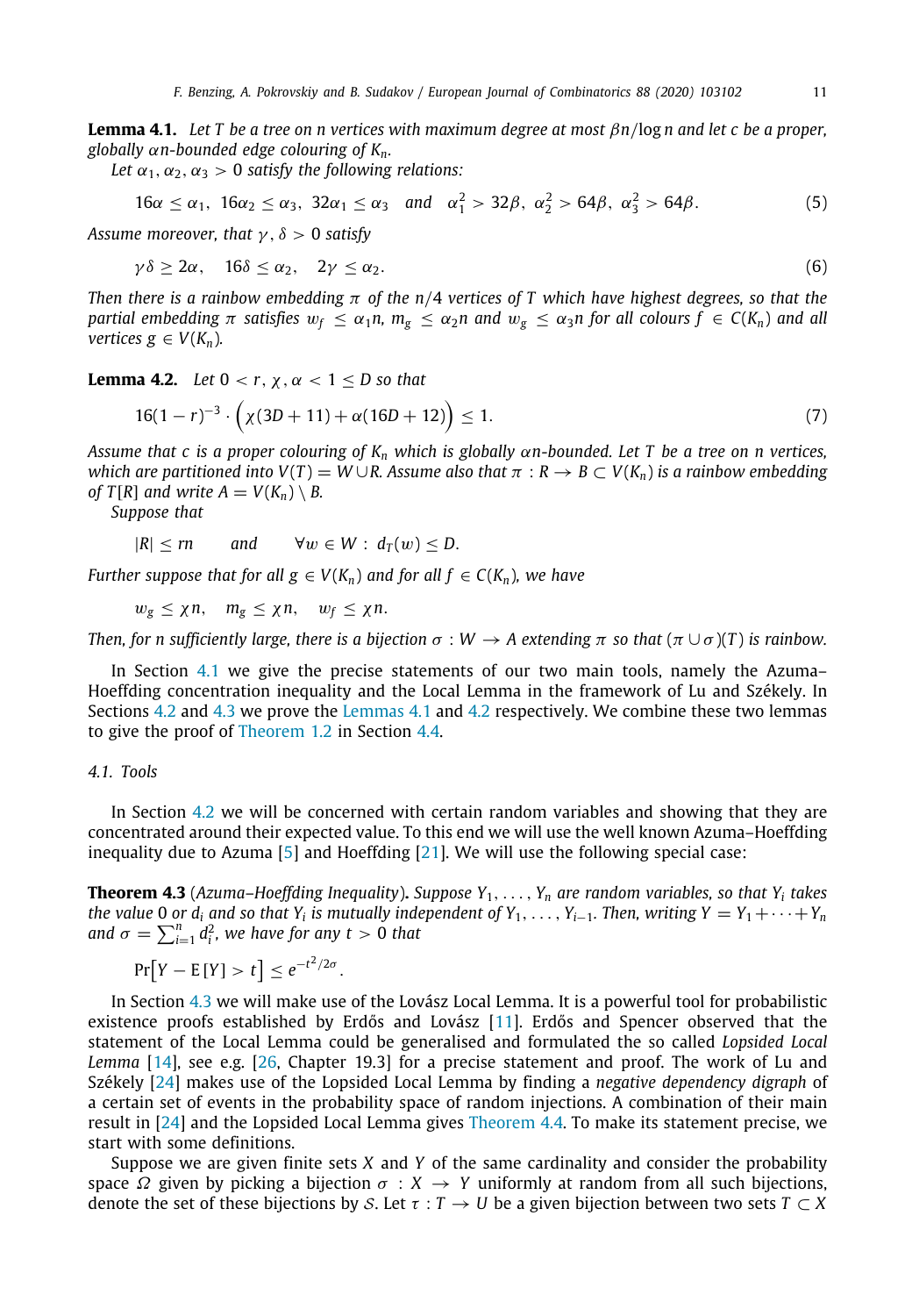**Lemma 4.1.** *Let $T$ be a tree on $n$ vertices with maximum degree at most $\beta n/\log n$ and let $c$ be a proper, globally $\alpha n$-bounded edge colouring of $K_n$.*

*Let $\alpha_1, \alpha_2, \alpha_3 > 0$ satisfy the following relations:*

$$16\alpha \leq \alpha_1,\ 16\alpha_2 \leq \alpha_3,\ 32\alpha_1 \leq \alpha_3 \quad \text{and} \quad \alpha_1^2 > 32\beta,\ \alpha_2^2 > 64\beta,\ \alpha_3^2 > 64\beta. \tag{5}$$

*Assume moreover, that $\gamma, \delta > 0$ satisfy*

$$\gamma\delta \geq 2\alpha, \quad 16\delta \leq \alpha_2, \quad 2\gamma \leq \alpha_2. \tag{6}$$

*Then there is a rainbow embedding $\pi$ of the $n/4$ vertices of $T$ which have highest degrees, so that the partial embedding $\pi$ satisfies $w_f \leq \alpha_1 n$, $m_g \leq \alpha_2 n$ and $w_g \leq \alpha_3 n$ for all colours $f \in C(K_n)$ and all vertices $g \in V(K_n)$.*

**Lemma 4.2.** *Let $0 < r, \chi, \alpha < 1 \leq D$ so that*

$$16(1-r)^{-3} \cdot \Big(\chi(3D+11) + \alpha(16D+12)\Big) \leq 1. \tag{7}$$

*Assume that $c$ is a proper colouring of $K_n$ which is globally $\alpha n$-bounded. Let $T$ be a tree on $n$ vertices, which are partitioned into $V(T) = W \cup R$. Assume also that $\pi : R \to B \subset V(K_n)$ is a rainbow embedding of $T[R]$ and write $A = V(K_n) \setminus B$.*

*Suppose that*

$$|R| \leq rn \qquad \text{and} \qquad \forall w \in W : d_T(w) \leq D.$$

*Further suppose that for all $g \in V(K_n)$ and for all $f \in C(K_n)$, we have*

$$w_g \leq \chi n, \quad m_g \leq \chi n, \quad w_f \leq \chi n.$$

*Then, for $n$ sufficiently large, there is a bijection $\sigma : W \to A$ extending $\pi$ so that $(\pi \cup \sigma)(T)$ is rainbow.*

In Section 4.1 we give the precise statements of our two main tools, namely the Azuma–Hoeffding concentration inequality and the Local Lemma in the framework of Lu and Székely. In Sections 4.2 and 4.3 we prove the Lemmas 4.1 and 4.2 respectively. We combine these two lemmas to give the proof of Theorem 1.2 in Section 4.4.

### 4.1. Tools

In Section 4.2 we will be concerned with certain random variables and showing that they are concentrated around their expected value. To this end we will use the well known Azuma–Hoeffding inequality due to Azuma [5] and Hoeffding [21]. We will use the following special case:

**Theorem 4.3** (*Azuma–Hoeffding Inequality*)**.** *Suppose $Y_1, \ldots, Y_n$ are random variables, so that $Y_i$ takes the value 0 or $d_i$ and so that $Y_i$ is mutually independent of $Y_1, \ldots, Y_{i-1}$. Then, writing $Y = Y_1 + \cdots + Y_n$ and $\sigma = \sum_{i=1}^n d_i^2$, we have for any $t > 0$ that*

$$\Pr\Big[Y - \mathrm{E}[Y] > t\Big] \leq e^{-t^2/2\sigma}.$$

In Section 4.3 we will make use of the Lovász Local Lemma. It is a powerful tool for probabilistic existence proofs established by Erdős and Lovász [11]. Erdős and Spencer observed that the statement of the Local Lemma could be generalised and formulated the so called *Lopsided Local Lemma* [14], see e.g. [26, Chapter 19.3] for a precise statement and proof. The work of Lu and Székely [24] makes use of the Lopsided Local Lemma by finding a *negative dependency digraph* of a certain set of events in the probability space of random injections. A combination of their main result in [24] and the Lopsided Local Lemma gives Theorem 4.4. To make its statement precise, we start with some definitions.

Suppose we are given finite sets $X$ and $Y$ of the same cardinality and consider the probability space $\Omega$ given by picking a bijection $\sigma : X \to Y$ uniformly at random from all such bijections, denote the set of these bijections by $\mathcal{S}$. Let $\tau : T \to U$ be a given bijection between two sets $T \subset X$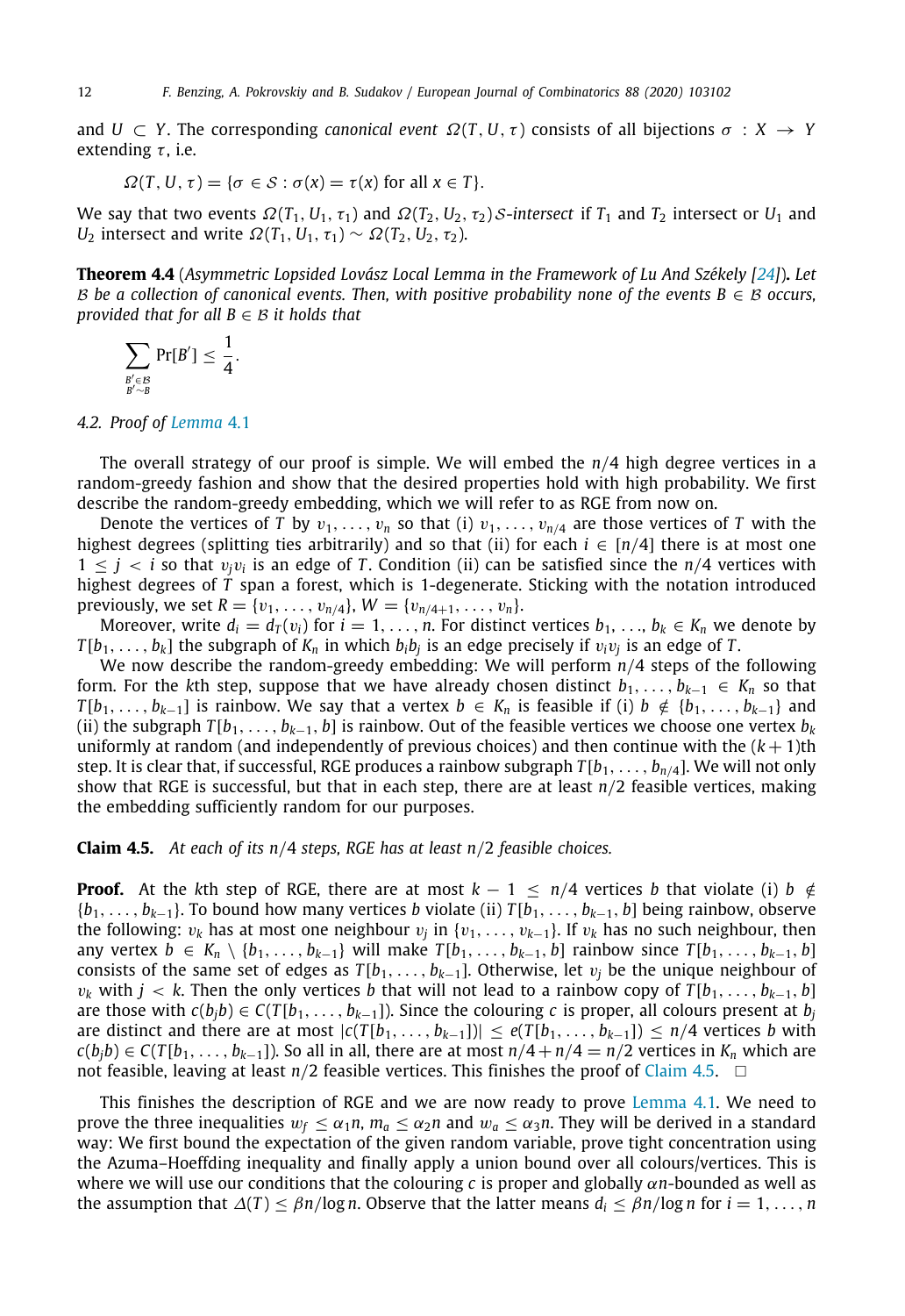and $U \subset Y$. The corresponding *canonical event* $\Omega(T, U, \tau)$ consists of all bijections $\sigma : X \to Y$ extending $\tau$, i.e.

$$\Omega(T, U, \tau) = \{\sigma \in \mathcal{S} : \sigma(x) = \tau(x) \text{ for all } x \in T\}.$$

We say that two events $\Omega(T_1, U_1, \tau_1)$ and $\Omega(T_2, U_2, \tau_2)$ $\mathcal{S}$*-intersect* if $T_1$ and $T_2$ intersect or $U_1$ and $U_2$ intersect and write $\Omega(T_1, U_1, \tau_1) \sim \Omega(T_2, U_2, \tau_2)$.

**Theorem 4.4** (*Asymmetric Lopsided Lovász Local Lemma in the Framework of Lu And Székely [24]*)**.** *Let $\mathcal{B}$ be a collection of canonical events. Then, with positive probability none of the events $B \in \mathcal{B}$ occurs, provided that for all $B \in \mathcal{B}$ it holds that*

$$\sum_{\substack{B' \in \mathcal{B} \\ B' \sim B}} \Pr[B'] \leq \frac{1}{4}.$$

### 4.2. Proof of Lemma 4.1

The overall strategy of our proof is simple. We will embed the $n/4$ high degree vertices in a random-greedy fashion and show that the desired properties hold with high probability. We first describe the random-greedy embedding, which we will refer to as RGE from now on.

Denote the vertices of $T$ by $v_1, \ldots, v_n$ so that (i) $v_1, \ldots, v_{n/4}$ are those vertices of $T$ with the highest degrees (splitting ties arbitrarily) and so that (ii) for each $i \in [n/4]$ there is at most one $1 \leq j < i$ so that $v_j v_i$ is an edge of $T$. Condition (ii) can be satisfied since the $n/4$ vertices with highest degrees of $T$ span a forest, which is 1-degenerate. Sticking with the notation introduced previously, we set $R = \{v_1, \ldots, v_{n/4}\}$, $W = \{v_{n/4+1}, \ldots, v_n\}$.

Moreover, write $d_i = d_T(v_i)$ for $i = 1, \ldots, n$. For distinct vertices $b_1, \ldots, b_k \in K_n$ we denote by $T[b_1, \ldots, b_k]$ the subgraph of $K_n$ in which $b_i b_j$ is an edge precisely if $v_i v_j$ is an edge of $T$.

We now describe the random-greedy embedding: We will perform $n/4$ steps of the following form. For the $k$th step, suppose that we have already chosen distinct $b_1, \ldots, b_{k-1} \in K_n$ so that $T[b_1, \ldots, b_{k-1}]$ is rainbow. We say that a vertex $b \in K_n$ is feasible if (i) $b \notin \{b_1, \ldots, b_{k-1}\}$ and (ii) the subgraph $T[b_1, \ldots, b_{k-1}, b]$ is rainbow. Out of the feasible vertices we choose one vertex $b_k$ uniformly at random (and independently of previous choices) and then continue with the $(k+1)$th step. It is clear that, if successful, RGE produces a rainbow subgraph $T[b_1, \ldots, b_{n/4}]$. We will not only show that RGE is successful, but that in each step, there are at least $n/2$ feasible vertices, making the embedding sufficiently random for our purposes.

**Claim 4.5.** *At each of its $n/4$ steps, RGE has at least $n/2$ feasible choices.*

**Proof.** At the $k$th step of RGE, there are at most $k - 1 \leq n/4$ vertices $b$ that violate (i) $b \notin \{b_1, \ldots, b_{k-1}\}$. To bound how many vertices $b$ violate (ii) $T[b_1, \ldots, b_{k-1}, b]$ being rainbow, observe the following: $v_k$ has at most one neighbour $v_j$ in $\{v_1, \ldots, v_{k-1}\}$. If $v_k$ has no such neighbour, then any vertex $b \in K_n \setminus \{b_1, \ldots, b_{k-1}\}$ will make $T[b_1, \ldots, b_{k-1}, b]$ rainbow since $T[b_1, \ldots, b_{k-1}, b]$ consists of the same set of edges as $T[b_1, \ldots, b_{k-1}]$. Otherwise, let $v_j$ be the unique neighbour of $v_k$ with $j < k$. Then the only vertices $b$ that will not lead to a rainbow copy of $T[b_1, \ldots, b_{k-1}, b]$ are those with $c(b_j b) \in C(T[b_1, \ldots, b_{k-1}])$. Since the colouring $c$ is proper, all colours present at $b_j$ are distinct and there are at most $|c(T[b_1, \ldots, b_{k-1}])| \leq e(T[b_1, \ldots, b_{k-1}]) \leq n/4$ vertices $b$ with $c(b_j b) \in C(T[b_1, \ldots, b_{k-1}])$. So all in all, there are at most $n/4 + n/4 = n/2$ vertices in $K_n$ which are not feasible, leaving at least $n/2$ feasible vertices. This finishes the proof of Claim 4.5. $\square$

This finishes the description of RGE and we are now ready to prove Lemma 4.1. We need to prove the three inequalities $w_f \leq \alpha_1 n$, $m_a \leq \alpha_2 n$ and $w_a \leq \alpha_3 n$. They will be derived in a standard way: We first bound the expectation of the given random variable, prove tight concentration using the Azuma–Hoeffding inequality and finally apply a union bound over all colours/vertices. This is where we will use our conditions that the colouring $c$ is proper and globally $\alpha n$-bounded as well as the assumption that $\Delta(T) \leq \beta n / \log n$. Observe that the latter means $d_i \leq \beta n / \log n$ for $i = 1, \ldots, n$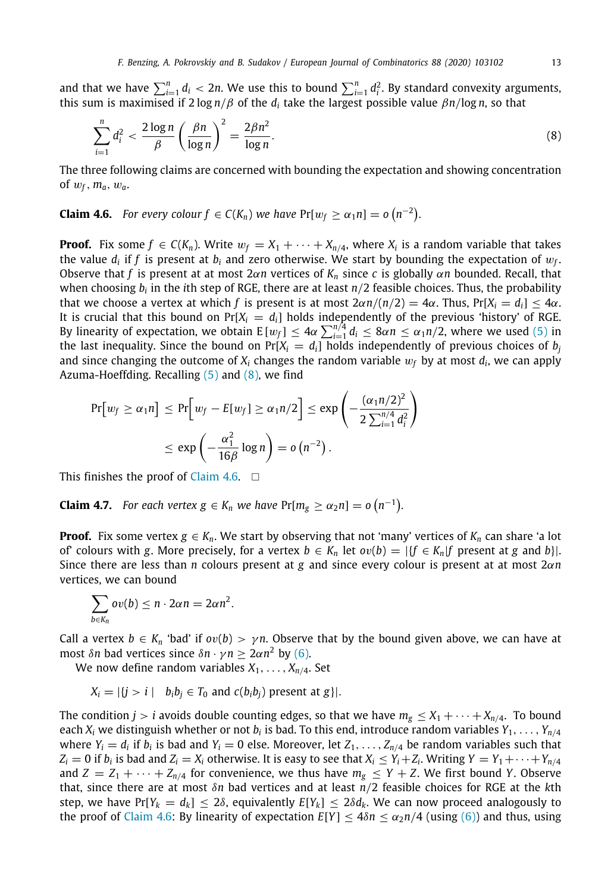and that we have $\sum_{i=1}^{n} d_i < 2n$. We use this to bound $\sum_{i=1}^{n} d_i^2$. By standard convexity arguments, this sum is maximised if $2\log n/\beta$ of the $d_i$ take the largest possible value $\beta n/\log n$, so that

$$\sum_{i=1}^{n} d_i^2 < \frac{2\log n}{\beta}\left(\frac{\beta n}{\log n}\right)^2 = \frac{2\beta n^2}{\log n}. \tag{8}$$

The three following claims are concerned with bounding the expectation and showing concentration of $w_f$, $m_a$, $w_a$.

**Claim 4.6.** *For every colour $f \in C(K_n)$ we have $\Pr[w_f \geq \alpha_1 n] = o\left(n^{-2}\right)$.*

**Proof.** Fix some $f \in C(K_n)$. Write $w_f = X_1 + \cdots + X_{n/4}$, where $X_i$ is a random variable that takes the value $d_i$ if $f$ is present at $b_i$ and zero otherwise. We start by bounding the expectation of $w_f$. Observe that $f$ is present at at most $2\alpha n$ vertices of $K_n$ since $c$ is globally $\alpha n$ bounded. Recall, that when choosing $b_i$ in the $i$th step of RGE, there are at least $n/2$ feasible choices. Thus, the probability that we choose a vertex at which $f$ is present is at most $2\alpha n/(n/2) = 4\alpha$. Thus, $\Pr[X_i = d_i] \leq 4\alpha$. It is crucial that this bound on $\Pr[X_i = d_i]$ holds independently of the previous 'history' of RGE. By linearity of expectation, we obtain $\mathrm{E}[w_f] \leq 4\alpha \sum_{i=1}^{n/4} d_i \leq 8\alpha n \leq \alpha_1 n/2$, where we used (5) in the last inequality. Since the bound on $\Pr[X_i = d_i]$ holds independently of previous choices of $b_j$ and since changing the outcome of $X_i$ changes the random variable $w_f$ by at most $d_i$, we can apply Azuma-Hoeffding. Recalling (5) and (8), we find

$$\begin{aligned}
\Pr\Big[w_f \geq \alpha_1 n\Big] &\leq \Pr\Big[w_f - E[w_f] \geq \alpha_1 n/2\Big] \leq \exp\left(-\frac{(\alpha_1 n/2)^2}{2\sum_{i=1}^{n/4} d_i^2}\right) \\
&\leq \exp\left(-\frac{\alpha_1^2}{16\beta}\log n\right) = o\left(n^{-2}\right).
\end{aligned}$$

This finishes the proof of Claim 4.6. $\square$

**Claim 4.7.** *For each vertex $g \in K_n$ we have $\Pr[m_g \geq \alpha_2 n] = o\left(n^{-1}\right)$.*

**Proof.** Fix some vertex $g \in K_n$. We start by observing that not 'many' vertices of $K_n$ can share 'a lot of' colours with $g$. More precisely, for a vertex $b \in K_n$ let $ov(b) = |\{f \in K_n | f \text{ present at } g \text{ and } b\}|$. Since there are less than $n$ colours present at $g$ and since every colour is present at at most $2\alpha n$ vertices, we can bound

$$\sum_{b \in K_n} ov(b) \leq n \cdot 2\alpha n = 2\alpha n^2.$$

Call a vertex $b \in K_n$ 'bad' if $ov(b) > \gamma n$. Observe that by the bound given above, we can have at most $\delta n$ bad vertices since $\delta n \cdot \gamma n \geq 2\alpha n^2$ by (6).

We now define random variables $X_1, \ldots, X_{n/4}$. Set

$$X_i = |\{j > i \mid \; b_i b_j \in T_0 \text{ and } c(b_i b_j) \text{ present at } g\}|.$$

The condition $j > i$ avoids double counting edges, so that we have $m_g \leq X_1 + \cdots + X_{n/4}$. To bound each $X_i$ we distinguish whether or not $b_i$ is bad. To this end, introduce random variables $Y_1, \ldots, Y_{n/4}$ where $Y_i = d_i$ if $b_i$ is bad and $Y_i = 0$ else. Moreover, let $Z_1, \ldots, Z_{n/4}$ be random variables such that $Z_i = 0$ if $b_i$ is bad and $Z_i = X_i$ otherwise. It is easy to see that $X_i \leq Y_i + Z_i$. Writing $Y = Y_1 + \cdots + Y_{n/4}$ and $Z = Z_1 + \cdots + Z_{n/4}$ for convenience, we thus have $m_g \leq Y + Z$. We first bound $Y$. Observe that, since there are at most $\delta n$ bad vertices and at least $n/2$ feasible choices for RGE at the $k$th step, we have $\Pr[Y_k = d_k] \leq 2\delta$, equivalently $E[Y_k] \leq 2\delta d_k$. We can now proceed analogously to the proof of Claim 4.6: By linearity of expectation $E[Y] \leq 4\delta n \leq \alpha_2 n/4$ (using (6)) and thus, using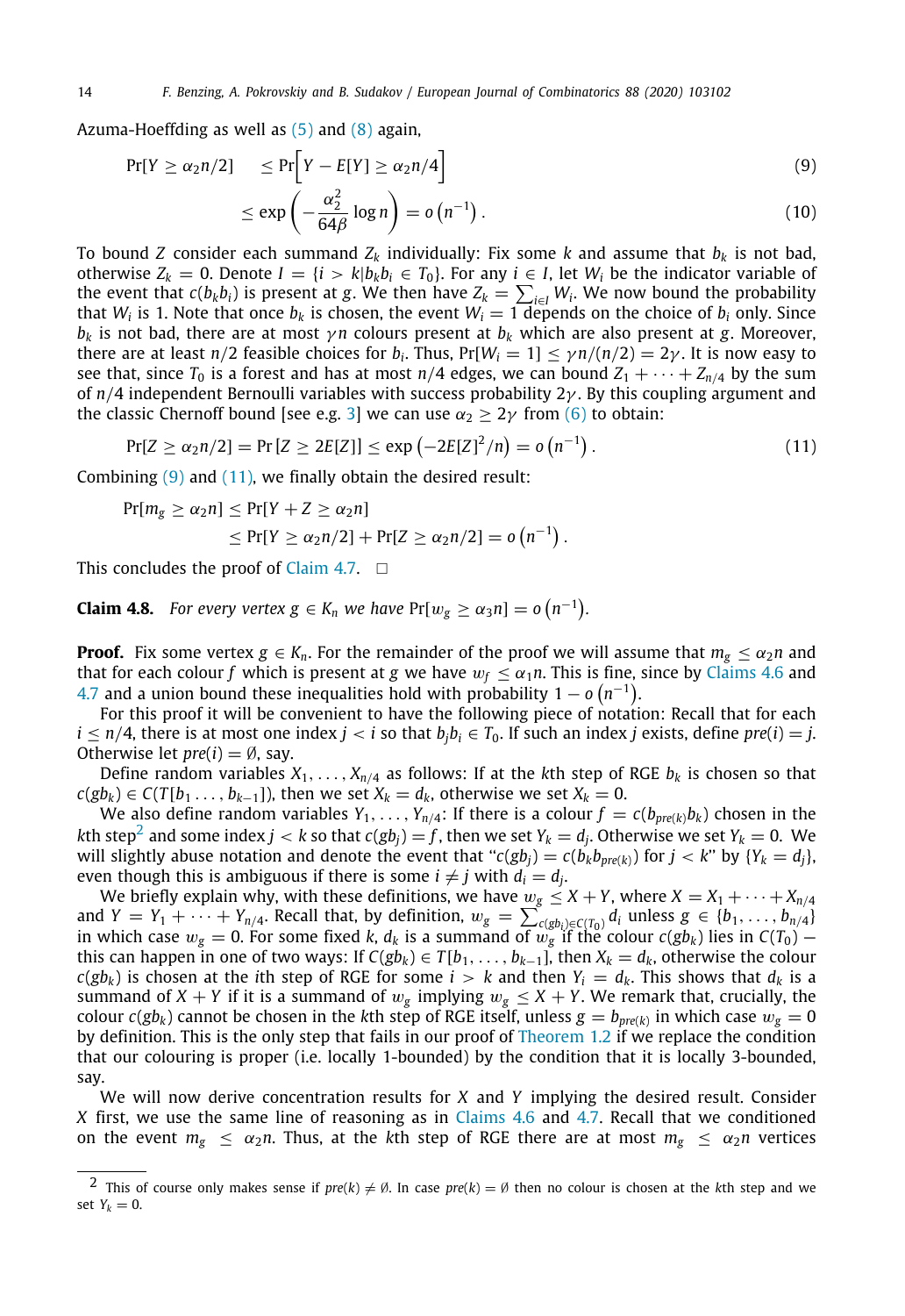Azuma-Hoeffding as well as (5) and (8) again,

$$\Pr[Y \geq \alpha_2 n/2] \leq \Pr\Big[Y - E[Y] \geq \alpha_2 n/4\Big] \tag{9}$$

$$\leq \exp\left(-\frac{\alpha_2^2}{64\beta}\log n\right) = o\left(n^{-1}\right). \tag{10}$$

To bound $Z$ consider each summand $Z_k$ individually: Fix some $k$ and assume that $b_k$ is not bad, otherwise $Z_k = 0$. Denote $I = \{i > k | b_k b_i \in T_0\}$. For any $i \in I$, let $W_i$ be the indicator variable of the event that $c(b_k b_i)$ is present at $g$. We then have $Z_k = \sum_{i \in I} W_i$. We now bound the probability that $W_i$ is 1. Note that once $b_k$ is chosen, the event $W_i = 1$ depends on the choice of $b_i$ only. Since $b_k$ is not bad, there are at most $\gamma n$ colours present at $b_k$ which are also present at $g$. Moreover, there are at least $n/2$ feasible choices for $b_i$. Thus, $\Pr[W_i = 1] \leq \gamma n/(n/2) = 2\gamma$. It is now easy to see that, since $T_0$ is a forest and has at most $n/4$ edges, we can bound $Z_1 + \cdots + Z_{n/4}$ by the sum of $n/4$ independent Bernoulli variables with success probability $2\gamma$. By this coupling argument and the classic Chernoff bound [see e.g. 3] we can use $\alpha_2 \geq 2\gamma$ from (6) to obtain:

$$\Pr[Z \geq \alpha_2 n/2] = \Pr\left[Z \geq 2E[Z]\right] \leq \exp\left(-2E[Z]^2/n\right) = o\left(n^{-1}\right). \tag{11}$$

Combining (9) and (11), we finally obtain the desired result:

$$\begin{aligned}\Pr[m_g \geq \alpha_2 n] &\leq \Pr[Y + Z \geq \alpha_2 n] \\ &\leq \Pr[Y \geq \alpha_2 n/2] + \Pr[Z \geq \alpha_2 n/2] = o\left(n^{-1}\right).\end{aligned}$$

This concludes the proof of Claim 4.7. □

**Claim 4.8.** *For every vertex $g \in K_n$ we have $\Pr[w_g \geq \alpha_3 n] = o\left(n^{-1}\right)$.*

**Proof.** Fix some vertex $g \in K_n$. For the remainder of the proof we will assume that $m_g \leq \alpha_2 n$ and that for each colour $f$ which is present at $g$ we have $w_f \leq \alpha_1 n$. This is fine, since by Claims 4.6 and 4.7 and a union bound these inequalities hold with probability $1 - o\left(n^{-1}\right)$.

For this proof it will be convenient to have the following piece of notation: Recall that for each $i \leq n/4$, there is at most one index $j < i$ so that $b_j b_i \in T_0$. If such an index $j$ exists, define $pre(i) = j$. Otherwise let $pre(i) = \emptyset$, say.

Define random variables $X_1, \ldots, X_{n/4}$ as follows: If at the $k$th step of RGE $b_k$ is chosen so that $c(gb_k) \in C(T[b_1 \ldots, b_{k-1}])$, then we set $X_k = d_k$, otherwise we set $X_k = 0$.

We also define random variables $Y_1, \ldots, Y_{n/4}$: If there is a colour $f = c(b_{pre(k)} b_k)$ chosen in the $k$th step[2] and some index $j < k$ so that $c(gb_j) = f$, then we set $Y_k = d_j$. Otherwise we set $Y_k = 0$. We will slightly abuse notation and denote the event that "$c(gb_j) = c(b_k b_{pre(k)})$ for $j < k$" by $\{Y_k = d_j\}$, even though this is ambiguous if there is some $i \neq j$ with $d_i = d_j$.

We briefly explain why, with these definitions, we have $w_g \leq X + Y$, where $X = X_1 + \cdots + X_{n/4}$ and $Y = Y_1 + \cdots + Y_{n/4}$. Recall that, by definition, $w_g = \sum_{c(gb_i) \in C(T_0)} d_i$ unless $g \in \{b_1, \ldots, b_{n/4}\}$ in which case $w_g = 0$. For some fixed $k$, $d_k$ is a summand of $w_g$ if the colour $c(gb_k)$ lies in $C(T_0)$ — this can happen in one of two ways: If $C(gb_k) \in T[b_1, \ldots, b_{k-1}]$, then $X_k = d_k$, otherwise the colour $c(gb_k)$ is chosen at the $i$th step of RGE for some $i > k$ and then $Y_i = d_k$. This shows that $d_k$ is a summand of $X + Y$ if it is a summand of $w_g$ implying $w_g \leq X + Y$. We remark that, crucially, the colour $c(gb_k)$ cannot be chosen in the $k$th step of RGE itself, unless $g = b_{pre(k)}$ in which case $w_g = 0$ by definition. This is the only step that fails in our proof of Theorem 1.2 if we replace the condition that our colouring is proper (i.e. locally 1-bounded) by the condition that it is locally 3-bounded, say.

We will now derive concentration results for $X$ and $Y$ implying the desired result. Consider $X$ first, we use the same line of reasoning as in Claims 4.6 and 4.7. Recall that we conditioned on the event $m_g \leq \alpha_2 n$. Thus, at the $k$th step of RGE there are at most $m_g \leq \alpha_2 n$ vertices

[2] This of course only makes sense if $pre(k) \neq \emptyset$. In case $pre(k) = \emptyset$ then no colour is chosen at the $k$th step and we set $Y_k = 0$.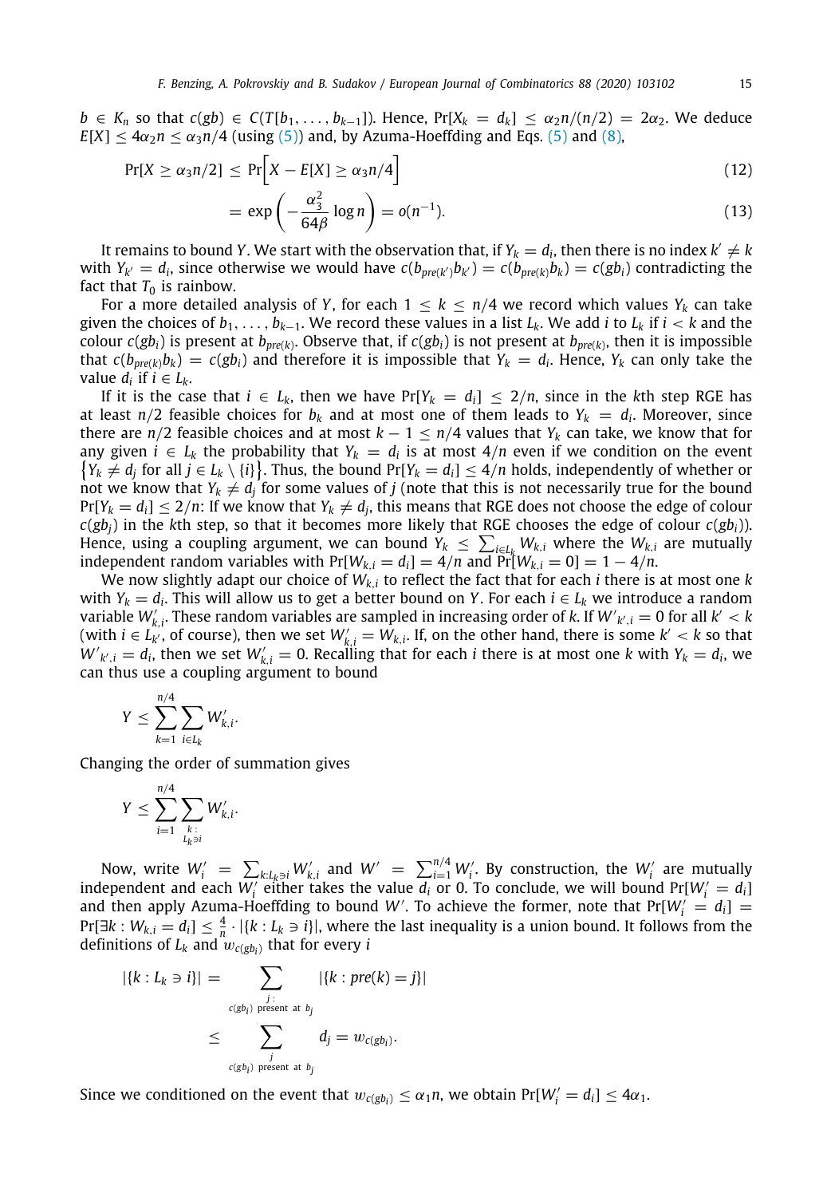$b \in K_n$ so that $c(gb) \in C(T[b_1, \ldots, b_{k-1}])$. Hence, $\Pr[X_k = d_k] \leq \alpha_2 n/(n/2) = 2\alpha_2$. We deduce $E[X] \leq 4\alpha_2 n \leq \alpha_3 n/4$ (using (5)) and, by Azuma-Hoeffding and Eqs. (5) and (8),

$$\Pr[X \geq \alpha_3 n/2] \leq \Pr\Big[X - E[X] \geq \alpha_3 n/4\Big] \tag{12}$$

$$= \exp\left(-\frac{\alpha_3^2}{64\beta}\log n\right) = o(n^{-1}). \tag{13}$$

It remains to bound $Y$. We start with the observation that, if $Y_k = d_i$, then there is no index $k' \neq k$ with $Y_{k'} = d_i$, since otherwise we would have $c(b_{pre(k')}b_{k'}) = c(b_{pre(k)}b_k) = c(gb_i)$ contradicting the fact that $T_0$ is rainbow.

For a more detailed analysis of $Y$, for each $1 \leq k \leq n/4$ we record which values $Y_k$ can take given the choices of $b_1, \ldots, b_{k-1}$. We record these values in a list $L_k$. We add $i$ to $L_k$ if $i < k$ and the colour $c(gb_i)$ is present at $b_{pre(k)}$. Observe that, if $c(gb_i)$ is not present at $b_{pre(k)}$, then it is impossible that $c(b_{pre(k)}b_k) = c(gb_i)$ and therefore it is impossible that $Y_k = d_i$. Hence, $Y_k$ can only take the value $d_i$ if $i \in L_k$.

If it is the case that $i \in L_k$, then we have $\Pr[Y_k = d_i] \leq 2/n$, since in the $k$th step RGE has at least $n/2$ feasible choices for $b_k$ and at most one of them leads to $Y_k = d_i$. Moreover, since there are $n/2$ feasible choices and at most $k - 1 \leq n/4$ values that $Y_k$ can take, we know that for any given $i \in L_k$ the probability that $Y_k = d_i$ is at most $4/n$ even if we condition on the event $\{Y_k \neq d_j \text{ for all } j \in L_k \setminus \{i\}\}$. Thus, the bound $\Pr[Y_k = d_i] \leq 4/n$ holds, independently of whether or not we know that $Y_k \neq d_j$ for some values of $j$ (note that this is not necessarily true for the bound $\Pr[Y_k = d_i] \leq 2/n$: If we know that $Y_k \neq d_j$, this means that RGE does not choose the edge of colour $c(gb_j)$ in the $k$th step, so that it becomes more likely that RGE chooses the edge of colour $c(gb_i)$). Hence, using a coupling argument, we can bound $Y_k \leq \sum_{i \in L_k} W_{k,i}$ where the $W_{k,i}$ are mutually independent random variables with $\Pr[W_{k,i} = d_i] = 4/n$ and $\Pr[W_{k,i} = 0] = 1 - 4/n$.

We now slightly adapt our choice of $W_{k,i}$ to reflect the fact that for each $i$ there is at most one $k$ with $Y_k = d_i$. This will allow us to get a better bound on $Y$. For each $i \in L_k$ we introduce a random variable $W'_{k,i}$. These random variables are sampled in increasing order of $k$. If $W'_{k',i} = 0$ for all $k' < k$ (with $i \in L_{k'}$, of course), then we set $W'_{k,i} = W_{k,i}$. If, on the other hand, there is some $k' < k$ so that $W'_{k',i} = d_i$, then we set $W'_{k,i} = 0$. Recalling that for each $i$ there is at most one $k$ with $Y_k = d_i$, we can thus use a coupling argument to bound

$$Y \leq \sum_{k=1}^{n/4} \sum_{i \in L_k} W'_{k,i}.$$

Changing the order of summation gives

$$Y \leq \sum_{i=1}^{n/4} \sum_{\substack{k: \\ L_k \ni i}} W'_{k,i}.$$

Now, write $W'_i = \sum_{k: L_k \ni i} W'_{k,i}$ and $W' = \sum_{i=1}^{n/4} W'_i$. By construction, the $W'_i$ are mutually independent and each $W'_i$ either takes the value $d_i$ or 0. To conclude, we will bound $\Pr[W'_i = d_i]$ and then apply Azuma-Hoeffding to bound $W'$. To achieve the former, note that $\Pr[W'_i = d_i] = \Pr[\exists k : W_{k,i} = d_i] \leq \frac{4}{n} \cdot |\{k : L_k \ni i\}|$, where the last inequality is a union bound. It follows from the definitions of $L_k$ and $w_{c(gb_i)}$ that for every $i$

$$|\{k : L_k \ni i\}| = \sum_{\substack{j: \\ c(gb_i) \text{ present at } b_j}} |\{k : pre(k) = j\}|$$

$$\leq \sum_{\substack{j \\ c(gb_i) \text{ present at } b_j}} d_j = w_{c(gb_i)}.$$

Since we conditioned on the event that $w_{c(gb_i)} \leq \alpha_1 n$, we obtain $\Pr[W'_i = d_i] \leq 4\alpha_1$.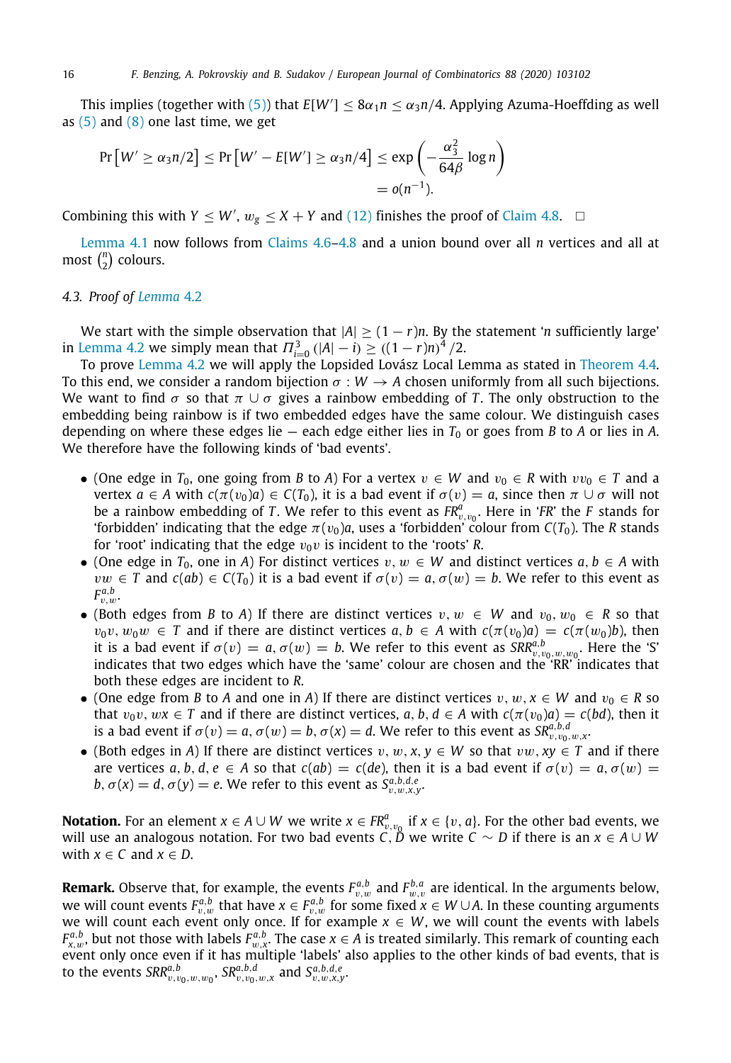This implies (together with (5)) that $E[W'] \leq 8\alpha_1 n \leq \alpha_3 n/4$. Applying Azuma-Hoeffding as well as (5) and (8) one last time, we get

$$\Pr\left[W' \geq \alpha_3 n/2\right] \leq \Pr\left[W' - E[W'] \geq \alpha_3 n/4\right] \leq \exp\left(-\frac{\alpha_3^2}{64\beta}\log n\right) = o(n^{-1}).$$

Combining this with $Y \leq W'$, $w_g \leq X + Y$ and (12) finishes the proof of Claim 4.8. □

Lemma 4.1 now follows from Claims 4.6–4.8 and a union bound over all $n$ vertices and all at most $\binom{n}{2}$ colours.

### 4.3. Proof of Lemma 4.2

We start with the simple observation that $|A| \geq (1-r)n$. By the statement '$n$ sufficiently large' in Lemma 4.2 we simply mean that $\Pi_{i=0}^{3}(|A| - i) \geq ((1-r)n)^4/2$.

To prove Lemma 4.2 we will apply the Lopsided Lovász Local Lemma as stated in Theorem 4.4. To this end, we consider a random bijection $\sigma : W \to A$ chosen uniformly from all such bijections. We want to find $\sigma$ so that $\pi \cup \sigma$ gives a rainbow embedding of $T$. The only obstruction to the embedding being rainbow is if two embedded edges have the same colour. We distinguish cases depending on where these edges lie — each edge either lies in $T_0$ or goes from $B$ to $A$ or lies in $A$. We therefore have the following kinds of 'bad events'.

- (One edge in $T_0$, one going from $B$ to $A$) For a vertex $v \in W$ and $v_0 \in R$ with $vv_0 \in T$ and a vertex $a \in A$ with $c(\pi(v_0)a) \in C(T_0)$, it is a bad event if $\sigma(v) = a$, since then $\pi \cup \sigma$ will not be a rainbow embedding of $T$. We refer to this event as $FR^{a}_{v,v_0}$. Here in '$FR$' the $F$ stands for 'forbidden' indicating that the edge $\pi(v_0)a$, uses a 'forbidden' colour from $C(T_0)$. The $R$ stands for 'root' indicating that the edge $v_0v$ is incident to the 'roots' $R$.
- (One edge in $T_0$, one in $A$) For distinct vertices $v, w \in W$ and distinct vertices $a, b \in A$ with $vw \in T$ and $c(ab) \in C(T_0)$ it is a bad event if $\sigma(v) = a, \sigma(w) = b$. We refer to this event as $F^{a,b}_{v,w}$.
- (Both edges from $B$ to $A$) If there are distinct vertices $v, w \in W$ and $v_0, w_0 \in R$ so that $v_0v, w_0w \in T$ and if there are distinct vertices $a, b \in A$ with $c(\pi(v_0)a) = c(\pi(w_0)b)$, then it is a bad event if $\sigma(v) = a, \sigma(w) = b$. We refer to this event as $SRR^{a,b}_{v,v_0,w,w_0}$. Here the 'S' indicates that two edges which have the 'same' colour are chosen and the 'RR' indicates that both these edges are incident to $R$.
- (One edge from $B$ to $A$ and one in $A$) If there are distinct vertices $v, w, x \in W$ and $v_0 \in R$ so that $v_0v, wx \in T$ and if there are distinct vertices, $a, b, d \in A$ with $c(\pi(v_0)a) = c(bd)$, then it is a bad event if $\sigma(v) = a, \sigma(w) = b, \sigma(x) = d$. We refer to this event as $SR^{a,b,d}_{v,v_0,w,x}$.
- (Both edges in $A$) If there are distinct vertices $v, w, x, y \in W$ so that $vw, xy \in T$ and if there are vertices $a, b, d, e \in A$ so that $c(ab) = c(de)$, then it is a bad event if $\sigma(v) = a, \sigma(w) = b, \sigma(x) = d, \sigma(y) = e$. We refer to this event as $S^{a,b,d,e}_{v,w,x,y}$.

**Notation.** For an element $x \in A \cup W$ we write $x \in FR^{a}_{v,v_0}$ if $x \in \{v, a\}$. For the other bad events, we will use an analogous notation. For two bad events $C, D$ we write $C \sim D$ if there is an $x \in A \cup W$ with $x \in C$ and $x \in D$.

**Remark.** Observe that, for example, the events $F^{a,b}_{v,w}$ and $F^{b,a}_{w,v}$ are identical. In the arguments below, we will count events $F^{a,b}_{v,w}$ that have $x \in F^{a,b}_{v,w}$ for some fixed $x \in W \cup A$. In these counting arguments we will count each event only once. If for example $x \in W$, we will count the events with labels $F^{a,b}_{x,w}$, but not those with labels $F^{a,b}_{w,x}$. The case $x \in A$ is treated similarly. This remark of counting each event only once even if it has multiple 'labels' also applies to the other kinds of bad events, that is to the events $SRR^{a,b}_{v,v_0,w,w_0}$, $SR^{a,b,d}_{v,v_0,w,x}$ and $S^{a,b,d,e}_{v,w,x,y}$.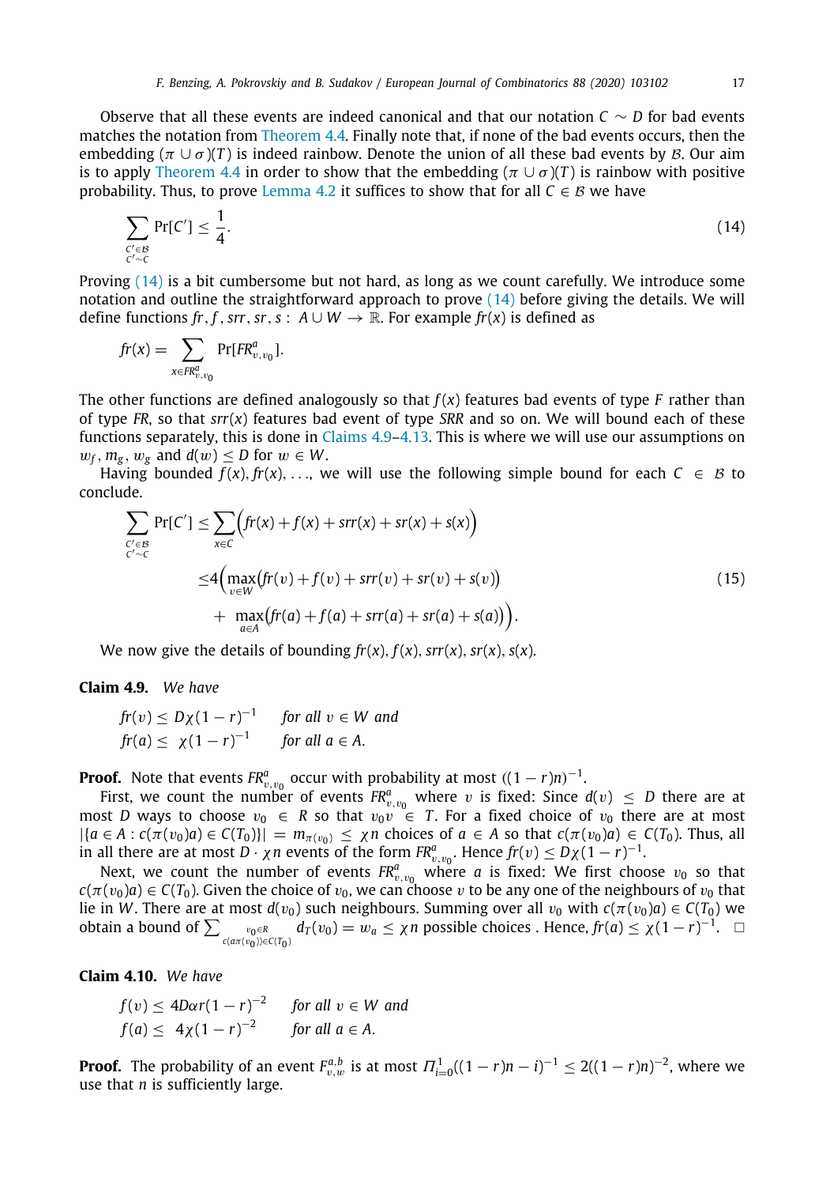Observe that all these events are indeed canonical and that our notation $C \sim D$ for bad events matches the notation from Theorem 4.4. Finally note that, if none of the bad events occurs, then the embedding $(\pi \cup \sigma)(T)$ is indeed rainbow. Denote the union of all these bad events by $\mathcal{B}$. Our aim is to apply Theorem 4.4 in order to show that the embedding $(\pi \cup \sigma)(T)$ is rainbow with positive probability. Thus, to prove Lemma 4.2 it suffices to show that for all $C \in \mathcal{B}$ we have

$$\sum_{\substack{C' \in \mathcal{B} \\ C' \sim C}} \Pr[C'] \leq \frac{1}{4}. \tag{14}$$

Proving (14) is a bit cumbersome but not hard, as long as we count carefully. We introduce some notation and outline the straightforward approach to prove (14) before giving the details. We will define functions $fr, f, srr, sr, s : A \cup W \to \mathbb{R}$. For example $fr(x)$ is defined as

$$fr(x) = \sum_{x \in FR^{a}_{v,v_0}} \Pr[FR^{a}_{v,v_0}].$$

The other functions are defined analogously so that $f(x)$ features bad events of type $F$ rather than of type $FR$, so that $srr(x)$ features bad event of type $SRR$ and so on. We will bound each of these functions separately, this is done in Claims 4.9–4.13. This is where we will use our assumptions on $w_f, m_g, w_g$ and $d(w) \leq D$ for $w \in W$.

Having bounded $f(x), fr(x), \ldots$, we will use the following simple bound for each $C \in \mathcal{B}$ to conclude.

$$\begin{aligned}
\sum_{\substack{C' \in \mathcal{B} \\ C' \sim C}} \Pr[C'] &\leq \sum_{x \in C} \Big( fr(x) + f(x) + srr(x) + sr(x) + s(x) \Big) \\
&\leq 4 \Big( \max_{v \in W} \big( fr(v) + f(v) + srr(v) + sr(v) + s(v) \big) \\
&\quad + \max_{a \in A} \big( fr(a) + f(a) + srr(a) + sr(a) + s(a) \big) \Big).
\end{aligned} \tag{15}$$

We now give the details of bounding $fr(x), f(x), srr(x), sr(x), s(x)$.

**Claim 4.9.** *We have*

$$\begin{aligned}
&fr(v) \leq D\chi(1-r)^{-1} \quad \textit{for all } v \in W \textit{ and} \\
&fr(a) \leq \ \chi(1-r)^{-1} \quad \textit{for all } a \in A.
\end{aligned}$$

**Proof.** Note that events $FR^{a}_{v,v_0}$ occur with probability at most $((1-r)n)^{-1}$.

First, we count the number of events $FR^{a}_{v,v_0}$ where $v$ is fixed: Since $d(v) \leq D$ there are at most $D$ ways to choose $v_0 \in R$ so that $v_0 v \in T$. For a fixed choice of $v_0$ there are at most $|\{a \in A : c(\pi(v_0)a) \in C(T_0)\}| = m_{\pi(v_0)} \leq \chi n$ choices of $a \in A$ so that $c(\pi(v_0)a) \in C(T_0)$. Thus, all in all there are at most $D \cdot \chi n$ events of the form $FR^{a}_{v,v_0}$. Hence $fr(v) \leq D\chi(1-r)^{-1}$.

Next, we count the number of events $FR^{a}_{v,v_0}$ where $a$ is fixed: We first choose $v_0$ so that $c(\pi(v_0)a) \in C(T_0)$. Given the choice of $v_0$, we can choose $v$ to be any one of the neighbours of $v_0$ that lie in $W$. There are at most $d(v_0)$ such neighbours. Summing over all $v_0$ with $c(\pi(v_0)a) \in C(T_0)$ we obtain a bound of $\sum_{\substack{v_0 \in R \\ c(a\pi(v_0)) \in C(T_0)}} d_T(v_0) = w_a \leq \chi n$ possible choices . Hence, $fr(a) \leq \chi(1-r)^{-1}$. $\square$

**Claim 4.10.** *We have*

$$\begin{aligned}
&f(v) \leq 4D\alpha r(1-r)^{-2} \quad \textit{for all } v \in W \textit{ and} \\
&f(a) \leq \ 4\chi(1-r)^{-2} \quad \textit{for all } a \in A.
\end{aligned}$$

**Proof.** The probability of an event $F^{a,b}_{v,w}$ is at most $\Pi_{i=0}^{1}((1-r)n-i)^{-1} \leq 2((1-r)n)^{-2}$, where we use that $n$ is sufficiently large.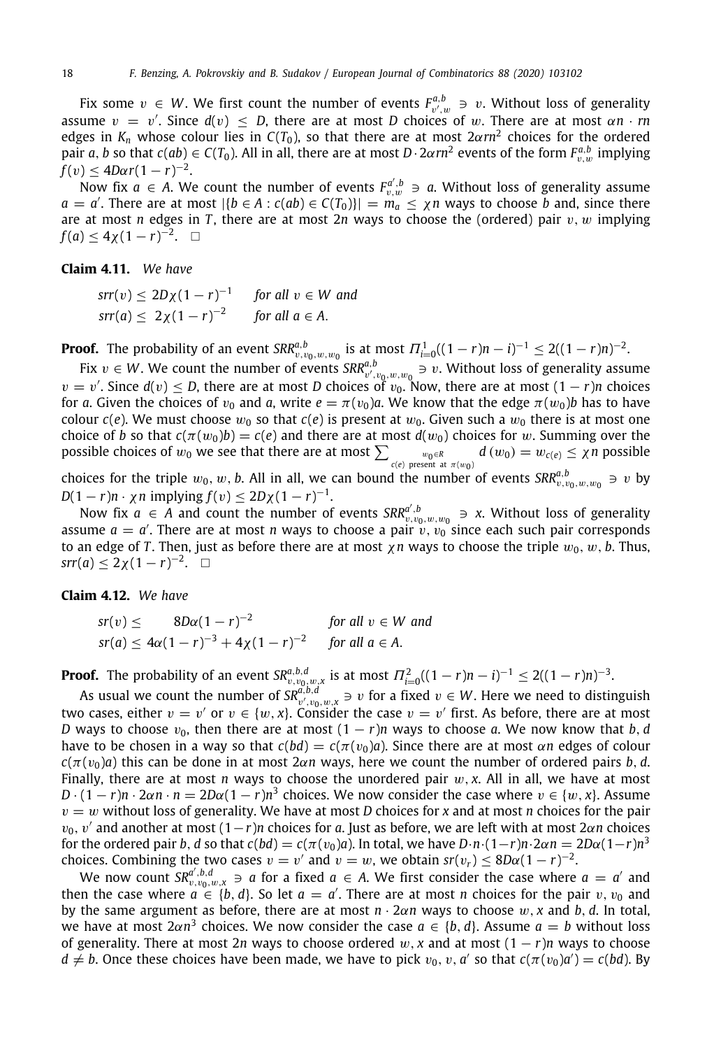Fix some $v \in W$. We first count the number of events $F^{a,b}_{v',w} \ni v$. Without loss of generality assume $v = v'$. Since $d(v) \le D$, there are at most $D$ choices of $w$. There are at most $\alpha n \cdot rn$ edges in $K_n$ whose colour lies in $C(T_0)$, so that there are at most $2\alpha rn^2$ choices for the ordered pair $a, b$ so that $c(ab) \in C(T_0)$. All in all, there are at most $D \cdot 2\alpha rn^2$ events of the form $F^{a,b}_{v,w}$ implying $f(v) \le 4D\alpha r(1-r)^{-2}$.

Now fix $a \in A$. We count the number of events $F^{a',b}_{v,w} \ni a$. Without loss of generality assume $a = a'$. There are at most $|\{b \in A : c(ab) \in C(T_0)\}| = m_a \le \chi n$ ways to choose $b$ and, since there are at most $n$ edges in $T$, there are at most $2n$ ways to choose the (ordered) pair $v, w$ implying $f(a) \le 4\chi(1-r)^{-2}$. $\square$

**Claim 4.11.** *We have*

$$
\begin{aligned}
srr(v) &\le 2D\chi(1-r)^{-1} \quad \text{for all } v \in W \text{ and}\\
srr(a) &\le \ 2\chi(1-r)^{-2} \quad \text{for all } a \in A.
\end{aligned}
$$

**Proof.** The probability of an event $SRR^{a,b}_{v,v_0,w,w_0}$ is at most $\Pi_{i=0}^{1}((1-r)n-i)^{-1} \le 2((1-r)n)^{-2}$.

Fix $v \in W$. We count the number of events $SRR^{a,b}_{v',v_0,w,w_0} \ni v$. Without loss of generality assume $v = v'$. Since $d(v) \le D$, there are at most $D$ choices of $v_0$. Now, there are at most $(1-r)n$ choices for $a$. Given the choices of $v_0$ and $a$, write $e = \pi(v_0)a$. We know that the edge $\pi(w_0)b$ has to have colour $c(e)$. We must choose $w_0$ so that $c(e)$ is present at $w_0$. Given such a $w_0$ there is at most one choice of $b$ so that $c(\pi(w_0)b) = c(e)$ and there are at most $d(w_0)$ choices for $w$. Summing over the possible choices of $w_0$ we see that there are at most $\sum_{\substack{w_0 \in R \\ c(e) \text{ present at } \pi(w_0)}} d(w_0) = w_{c(e)} \le \chi n$ possible choices for the triple $w_0, w, b$. All in all, we can bound the number of events $SRR^{a,b}_{v,v_0,w,w_0} \ni v$ by $D(1-r)n \cdot \chi n$ implying $f(v) \le 2D\chi(1-r)^{-1}$.

Now fix $a \in A$ and count the number of events $SRR^{a',b}_{v,v_0,w,w_0} \ni x$. Without loss of generality assume $a = a'$. There are at most $n$ ways to choose a pair $v, v_0$ since each such pair corresponds to an edge of $T$. Then, just as before there are at most $\chi n$ ways to choose the triple $w_0, w, b$. Thus, $srr(a) \le 2\chi(1-r)^{-2}$. $\square$

**Claim 4.12.** *We have*

$$
\begin{aligned}
sr(v) &\le \qquad 8D\alpha(1-r)^{-2} \qquad\quad \text{for all } v \in W \text{ and}\\
sr(a) &\le 4\alpha(1-r)^{-3} + 4\chi(1-r)^{-2} \quad \text{for all } a \in A.
\end{aligned}
$$

**Proof.** The probability of an event $SR^{a,b,d}_{v,v_0,w,x}$ is at most $\Pi_{i=0}^{2}((1-r)n-i)^{-1} \le 2((1-r)n)^{-3}$.

As usual we count the number of $SR^{a,b,d}_{v',v_0,w,x} \ni v$ for a fixed $v \in W$. Here we need to distinguish two cases, either $v = v'$ or $v \in \{w, x\}$. Consider the case $v = v'$ first. As before, there are at most $D$ ways to choose $v_0$, then there are at most $(1-r)n$ ways to choose $a$. We now know that $b, d$ have to be chosen in a way so that $c(bd) = c(\pi(v_0)a)$. Since there are at most $\alpha n$ edges of colour $c(\pi(v_0)a)$ this can be done in at most $2\alpha n$ ways, here we count the number of ordered pairs $b, d$. Finally, there are at most $n$ ways to choose the unordered pair $w, x$. All in all, we have at most $D \cdot (1-r)n \cdot 2\alpha n \cdot n = 2D\alpha(1-r)n^3$ choices. We now consider the case where $v \in \{w, x\}$. Assume $v = w$ without loss of generality. We have at most $D$ choices for $x$ and at most $n$ choices for the pair $v_0, v'$ and another at most $(1-r)n$ choices for $a$. Just as before, we are left with at most $2\alpha n$ choices for the ordered pair $b, d$ so that $c(bd) = c(\pi(v_0)a)$. In total, we have $D \cdot n \cdot (1-r)n \cdot 2\alpha n = 2D\alpha(1-r)n^3$ choices. Combining the two cases $v = v'$ and $v = w$, we obtain $sr(v_r) \le 8D\alpha(1-r)^{-2}$.

We now count $SR^{a',b,d}_{v,v_0,w,x} \ni a$ for a fixed $a \in A$. We first consider the case where $a = a'$ and then the case where $a \in \{b, d\}$. So let $a = a'$. There are at most $n$ choices for the pair $v, v_0$ and by the same argument as before, there are at most $n \cdot 2\alpha n$ ways to choose $w, x$ and $b, d$. In total, we have at most $2\alpha n^3$ choices. We now consider the case $a \in \{b, d\}$. Assume $a = b$ without loss of generality. There at most $2n$ ways to choose ordered $w, x$ and at most $(1-r)n$ ways to choose $d \neq b$. Once these choices have been made, we have to pick $v_0, v, a'$ so that $c(\pi(v_0)a') = c(bd)$. By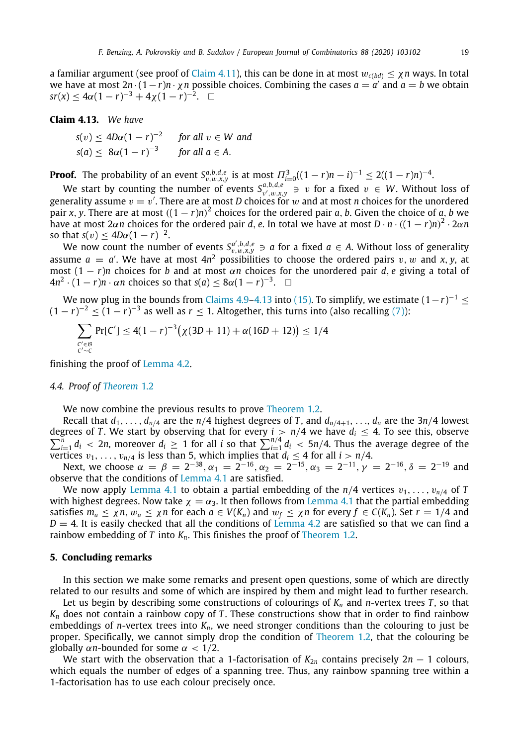a familiar argument (see proof of Claim 4.11), this can be done in at most $w_{c(bd)} \leq \chi n$ ways. In total we have at most $2n \cdot (1-r)n \cdot \chi n$ possible choices. Combining the cases $a = a'$ and $a = b$ we obtain $sr(x) \leq 4\alpha(1-r)^{-3} + 4\chi(1-r)^{-2}$. $\square$

**Claim 4.13.** *We have*

$$s(v) \leq 4D\alpha(1-r)^{-2} \quad \text{for all } v \in W \text{ and}$$
$$s(a) \leq 8\alpha(1-r)^{-3} \quad \text{for all } a \in A.$$

**Proof.** The probability of an event $S^{a,b,d,e}_{v,w,x,y}$ is at most $\Pi_{i=0}^{3}((1-r)n - i)^{-1} \leq 2((1-r)n)^{-4}$.

We start by counting the number of events $S^{a,b,d,e}_{v',w,x,y} \ni v$ for a fixed $v \in W$. Without loss of generality assume $v = v'$. There are at most $D$ choices for $w$ and at most $n$ choices for the unordered pair $x, y$. There are at most $((1-r)n)^2$ choices for the ordered pair $a, b$. Given the choice of $a, b$ we have at most $2\alpha n$ choices for the ordered pair $d, e$. In total we have at most $D \cdot n \cdot ((1-r)n)^2 \cdot 2\alpha n$ so that $s(v) \leq 4D\alpha(1-r)^{-2}$.

We now count the number of events $S^{a',b,d,e}_{v,w,x,y} \ni a$ for a fixed $a \in A$. Without loss of generality assume $a = a'$. We have at most $4n^2$ possibilities to choose the ordered pairs $v, w$ and $x, y$, at most $(1-r)n$ choices for $b$ and at most $\alpha n$ choices for the unordered pair $d, e$ giving a total of $4n^2 \cdot (1-r)n \cdot \alpha n$ choices so that $s(a) \leq 8(1-r)^{-3}$. $\square$

We now plug in the bounds from Claims 4.9–4.13 into (15). To simplify, we estimate $(1-r)^{-1} \leq (1-r)^{-2} \leq (1-r)^{-3}$ as well as $r \leq 1$. Altogether, this turns into (also recalling (7)):

$$\sum_{\substack{C' \in \mathcal{B} \\ C' \sim C}} \Pr[C'] \leq 4(1-r)^{-3}\big(\chi(3D+11) + \alpha(16D+12)\big) \leq 1/4$$

finishing the proof of Lemma 4.2.

### 4.4. Proof of Theorem 1.2

We now combine the previous results to prove Theorem 1.2.

Recall that $d_1, \ldots, d_{n/4}$ are the $n/4$ highest degrees of $T$, and $d_{n/4+1}, \ldots, d_n$ are the $3n/4$ lowest degrees of $T$. We start by observing that for every $i > n/4$ we have $d_i \leq 4$. To see this, observe $\sum_{i=1}^{n} d_i < 2n$, moreover $d_i \geq 1$ for all $i$ so that $\sum_{i=1}^{n/4} d_i < 5n/4$. Thus the average degree of the vertices $v_1, \ldots, v_{n/4}$ is less than 5, which implies that $d_i \leq 4$ for all $i > n/4$.

Next, we choose $\alpha = \beta = 2^{-38}, \alpha_1 = 2^{-16}, \alpha_2 = 2^{-15}, \alpha_3 = 2^{-11}, \gamma = 2^{-16}, \delta = 2^{-19}$ and observe that the conditions of Lemma 4.1 are satisfied.

We now apply Lemma 4.1 to obtain a partial embedding of the $n/4$ vertices $v_1, \ldots, v_{n/4}$ of $T$ with highest degrees. Now take $\chi = \alpha_3$. It then follows from Lemma 4.1 that the partial embedding satisfies $m_a \leq \chi n$, $w_a \leq \chi n$ for each $a \in V(K_n)$ and $w_f \leq \chi n$ for every $f \in C(K_n)$. Set $r = 1/4$ and $D = 4$. It is easily checked that all the conditions of Lemma 4.2 are satisfied so that we can find a rainbow embedding of $T$ into $K_n$. This finishes the proof of Theorem 1.2.

## 5. Concluding remarks

In this section we make some remarks and present open questions, some of which are directly related to our results and some of which are inspired by them and might lead to further research.

Let us begin by describing some constructions of colourings of $K_n$ and $n$-vertex trees $T$, so that $K_n$ does not contain a rainbow copy of $T$. These constructions show that in order to find rainbow embeddings of $n$-vertex trees into $K_n$, we need stronger conditions than the colouring to just be proper. Specifically, we cannot simply drop the condition of Theorem 1.2, that the colouring be globally $\alpha n$-bounded for some $\alpha < 1/2$.

We start with the observation that a 1-factorisation of $K_{2n}$ contains precisely $2n-1$ colours, which equals the number of edges of a spanning tree. Thus, any rainbow spanning tree within a 1-factorisation has to use each colour precisely once.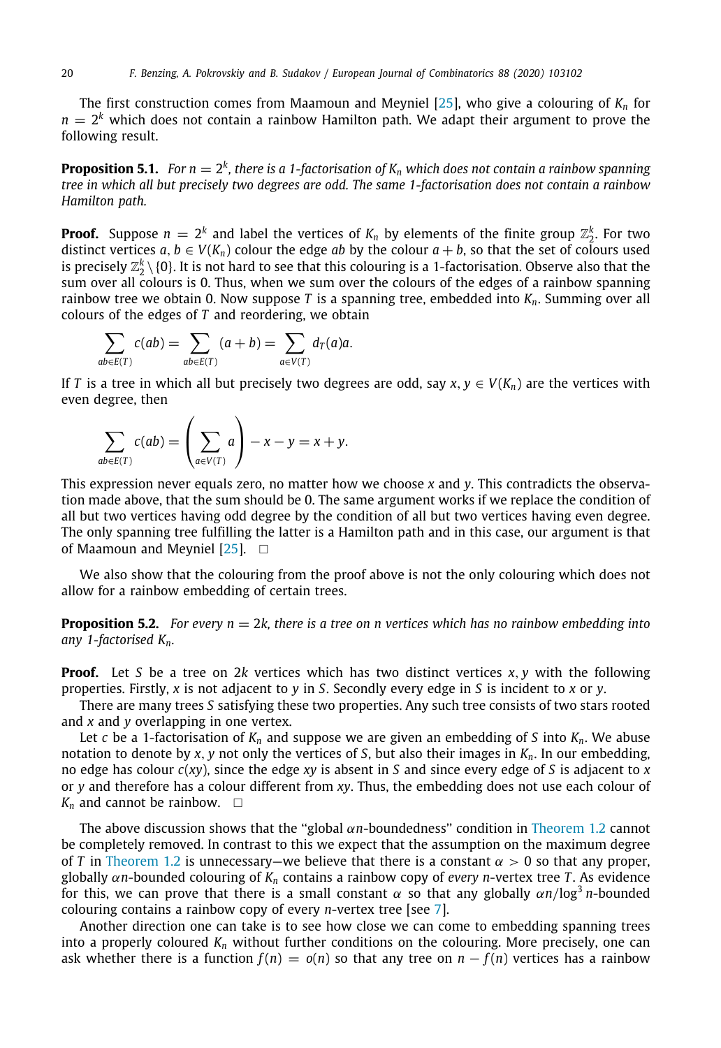The first construction comes from Maamoun and Meyniel [25], who give a colouring of $K_n$ for $n = 2^k$ which does not contain a rainbow Hamilton path. We adapt their argument to prove the following result.

**Proposition 5.1.** *For $n = 2^k$, there is a 1-factorisation of $K_n$ which does not contain a rainbow spanning tree in which all but precisely two degrees are odd. The same 1-factorisation does not contain a rainbow Hamilton path.*

**Proof.** Suppose $n = 2^k$ and label the vertices of $K_n$ by elements of the finite group $\mathbb{Z}_2^k$. For two distinct vertices $a, b \in V(K_n)$ colour the edge $ab$ by the colour $a + b$, so that the set of colours used is precisely $\mathbb{Z}_2^k \setminus \{0\}$. It is not hard to see that this colouring is a 1-factorisation. Observe also that the sum over all colours is 0. Thus, when we sum over the colours of the edges of a rainbow spanning rainbow tree we obtain 0. Now suppose $T$ is a spanning tree, embedded into $K_n$. Summing over all colours of the edges of $T$ and reordering, we obtain

$$\sum_{ab \in E(T)} c(ab) = \sum_{ab \in E(T)} (a + b) = \sum_{a \in V(T)} d_T(a)a.$$

If $T$ is a tree in which all but precisely two degrees are odd, say $x, y \in V(K_n)$ are the vertices with even degree, then

$$\sum_{ab \in E(T)} c(ab) = \left( \sum_{a \in V(T)} a \right) - x - y = x + y.$$

This expression never equals zero, no matter how we choose $x$ and $y$. This contradicts the observation made above, that the sum should be 0. The same argument works if we replace the condition of all but two vertices having odd degree by the condition of all but two vertices having even degree. The only spanning tree fulfilling the latter is a Hamilton path and in this case, our argument is that of Maamoun and Meyniel [25]. □

We also show that the colouring from the proof above is not the only colouring which does not allow for a rainbow embedding of certain trees.

**Proposition 5.2.** *For every $n = 2k$, there is a tree on $n$ vertices which has no rainbow embedding into any 1-factorised $K_n$.*

**Proof.** Let $S$ be a tree on $2k$ vertices which has two distinct vertices $x, y$ with the following properties. Firstly, $x$ is not adjacent to $y$ in $S$. Secondly every edge in $S$ is incident to $x$ or $y$.

There are many trees $S$ satisfying these two properties. Any such tree consists of two stars rooted and $x$ and $y$ overlapping in one vertex.

Let $c$ be a 1-factorisation of $K_n$ and suppose we are given an embedding of $S$ into $K_n$. We abuse notation to denote by $x, y$ not only the vertices of $S$, but also their images in $K_n$. In our embedding, no edge has colour $c(xy)$, since the edge $xy$ is absent in $S$ and since every edge of $S$ is adjacent to $x$ or $y$ and therefore has a colour different from $xy$. Thus, the embedding does not use each colour of $K_n$ and cannot be rainbow. □

The above discussion shows that the "global $\alpha n$-boundedness" condition in Theorem 1.2 cannot be completely removed. In contrast to this we expect that the assumption on the maximum degree of $T$ in Theorem 1.2 is unnecessary—we believe that there is a constant $\alpha > 0$ so that any proper, globally $\alpha n$-bounded colouring of $K_n$ contains a rainbow copy of *every* $n$-vertex tree $T$. As evidence for this, we can prove that there is a small constant $\alpha$ so that any globally $\alpha n / \log^3 n$-bounded colouring contains a rainbow copy of every $n$-vertex tree [see 7].

Another direction one can take is to see how close we can come to embedding spanning trees into a properly coloured $K_n$ without further conditions on the colouring. More precisely, one can ask whether there is a function $f(n) = o(n)$ so that any tree on $n - f(n)$ vertices has a rainbow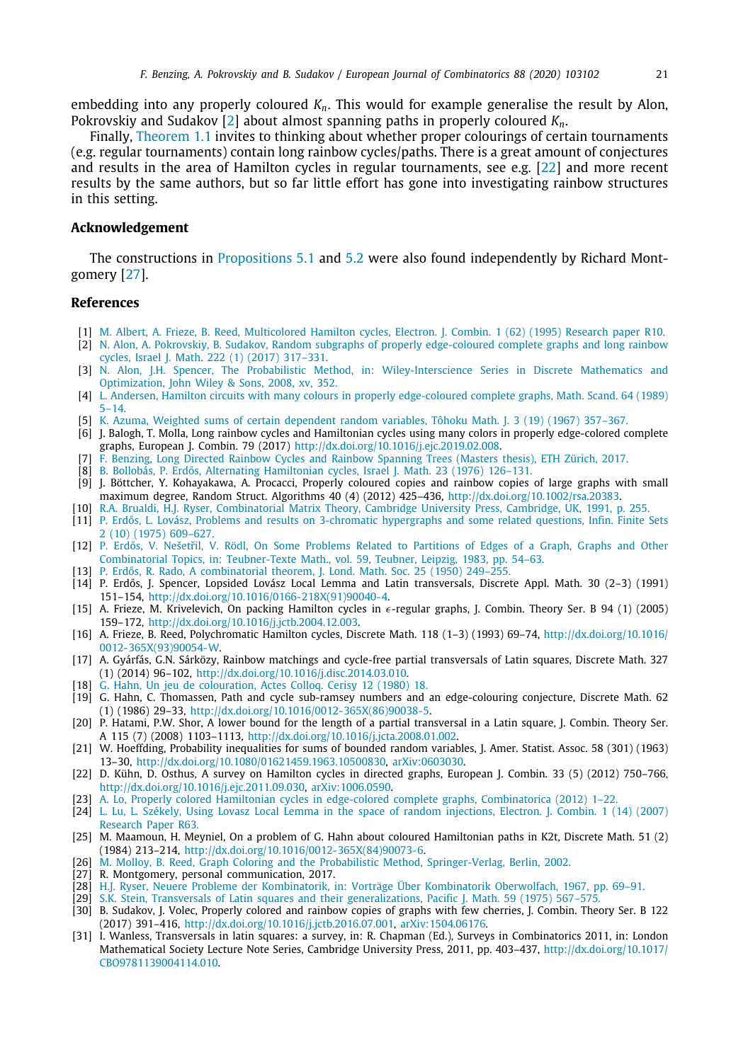embedding into any properly coloured $K_n$. This would for example generalise the result by Alon, Pokrovskiy and Sudakov [2] about almost spanning paths in properly coloured $K_n$.

Finally, Theorem 1.1 invites to thinking about whether proper colourings of certain tournaments (e.g. regular tournaments) contain long rainbow cycles/paths. There is a great amount of conjectures and results in the area of Hamilton cycles in regular tournaments, see e.g. [22] and more recent results by the same authors, but so far little effort has gone into investigating rainbow structures in this setting.

## Acknowledgement

The constructions in Propositions 5.1 and 5.2 were also found independently by Richard Montgomery [27].

## References

[1] M. Albert, A. Frieze, B. Reed, Multicolored Hamilton cycles, Electron. J. Combin. 1 (62) (1995) Research paper R10.

[2] N. Alon, A. Pokrovskiy, B. Sudakov, Random subgraphs of properly edge-coloured complete graphs and long rainbow cycles, Israel J. Math. 222 (1) (2017) 317–331.

[3] N. Alon, J.H. Spencer, The Probabilistic Method, in: Wiley-Interscience Series in Discrete Mathematics and Optimization, John Wiley & Sons, 2008, xv, 352.

[4] L. Andersen, Hamilton circuits with many colours in properly edge-coloured complete graphs, Math. Scand. 64 (1989) 5–14.

[5] K. Azuma, Weighted sums of certain dependent random variables, Tôhoku Math. J. 3 (19) (1967) 357–367.

[6] J. Balogh, T. Molla, Long rainbow cycles and Hamiltonian cycles using many colors in properly edge-colored complete graphs, European J. Combin. 79 (2017) http://dx.doi.org/10.1016/j.ejc.2019.02.008.

[7] F. Benzing, Long Directed Rainbow Cycles and Rainbow Spanning Trees (Masters thesis), ETH Zürich, 2017.

[8] B. Bollobás, P. Erdős, Alternating Hamiltonian cycles, Israel J. Math. 23 (1976) 126–131.

[9] J. Böttcher, Y. Kohayakawa, A. Procacci, Properly coloured copies and rainbow copies of large graphs with small maximum degree, Random Struct. Algorithms 40 (4) (2012) 425–436, http://dx.doi.org/10.1002/rsa.20383.

[10] R.A. Brualdi, H.J. Ryser, Combinatorial Matrix Theory, Cambridge University Press, Cambridge, UK, 1991, p. 255.

[11] P. Erdős, L. Lovász, Problems and results on 3-chromatic hypergraphs and some related questions, Infin. Finite Sets 2 (10) (1975) 609–627.

[12] P. Erdős, V. Nešetřil, V. Rödl, On Some Problems Related to Partitions of Edges of a Graph, Graphs and Other Combinatorial Topics, in: Teubner-Texte Math., vol. 59, Teubner, Leipzig, 1983, pp. 54–63.

[13] P. Erdős, R. Rado, A combinatorial theorem, J. Lond. Math. Soc. 25 (1950) 249–255.

[14] P. Erdős, J. Spencer, Lopsided Lovász Local Lemma and Latin transversals, Discrete Appl. Math. 30 (2–3) (1991) 151–154, http://dx.doi.org/10.1016/0166-218X(91)90040-4.

[15] A. Frieze, M. Krivelevich, On packing Hamilton cycles in $\epsilon$-regular graphs, J. Combin. Theory Ser. B 94 (1) (2005) 159–172, http://dx.doi.org/10.1016/j.jctb.2004.12.003.

[16] A. Frieze, B. Reed, Polychromatic Hamilton cycles, Discrete Math. 118 (1–3) (1993) 69–74, http://dx.doi.org/10.1016/0012-365X(93)90054-W.

[17] A. Gyárfás, G.N. Sárközy, Rainbow matchings and cycle-free partial transversals of Latin squares, Discrete Math. 327 (1) (2014) 96–102, http://dx.doi.org/10.1016/j.disc.2014.03.010.

[18] G. Hahn, Un jeu de colouration, Actes Colloq. Cerisy 12 (1980) 18.

[19] G. Hahn, C. Thomassen, Path and cycle sub-ramsey numbers and an edge-colouring conjecture, Discrete Math. 62 (1) (1986) 29–33, http://dx.doi.org/10.1016/0012-365X(86)90038-5.

[20] P. Hatami, P.W. Shor, A lower bound for the length of a partial transversal in a Latin square, J. Combin. Theory Ser. A 115 (7) (2008) 1103–1113, http://dx.doi.org/10.1016/j.jcta.2008.01.002.

[21] W. Hoeffding, Probability inequalities for sums of bounded random variables, J. Amer. Statist. Assoc. 58 (301) (1963) 13–30, http://dx.doi.org/10.1080/01621459.1963.10500830, arXiv:0603030.

[22] D. Kühn, D. Osthus, A survey on Hamilton cycles in directed graphs, European J. Combin. 33 (5) (2012) 750–766, http://dx.doi.org/10.1016/j.ejc.2011.09.030, arXiv:1006.0590.

[23] A. Lo, Properly colored Hamiltonian cycles in edge-colored complete graphs, Combinatorica (2012) 1–22.

[24] L. Lu, L. Székely, Using Lovasz Local Lemma in the space of random injections, Electron. J. Combin. 1 (14) (2007) Research Paper R63.

[25] M. Maamoun, H. Meyniel, On a problem of G. Hahn about coloured Hamiltonian paths in K2t, Discrete Math. 51 (2) (1984) 213–214, http://dx.doi.org/10.1016/0012-365X(84)90073-6.

[26] M. Molloy, B. Reed, Graph Coloring and the Probabilistic Method, Springer-Verlag, Berlin, 2002.

[27] R. Montgomery, personal communication, 2017.

[28] H.J. Ryser, Neuere Probleme der Kombinatorik, in: Vorträge Über Kombinatorik Oberwolfach, 1967, pp. 69–91.

[29] S.K. Stein, Transversals of Latin squares and their generalizations, Pacific J. Math. 59 (1975) 567–575.

[30] B. Sudakov, J. Volec, Properly colored and rainbow copies of graphs with few cherries, J. Combin. Theory Ser. B 122 (2017) 391–416, http://dx.doi.org/10.1016/j.jctb.2016.07.001, arXiv:1504.06176.

[31] I. Wanless, Transversals in latin squares: a survey, in: R. Chapman (Ed.), Surveys in Combinatorics 2011, in: London Mathematical Society Lecture Note Series, Cambridge University Press, 2011, pp. 403–437, http://dx.doi.org/10.1017/CBO9781139004114.010.